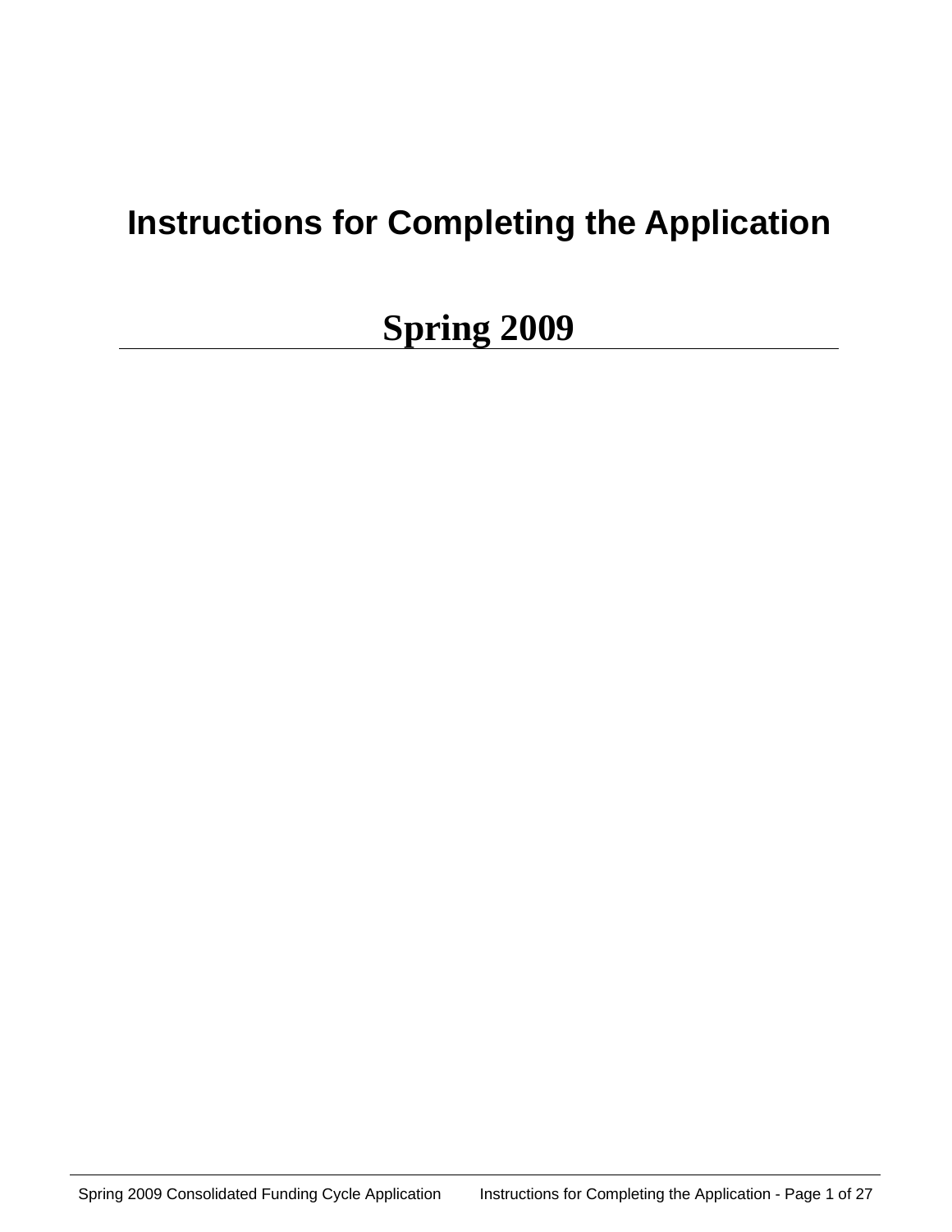# Instructions for Completing the Application

## Spring 2009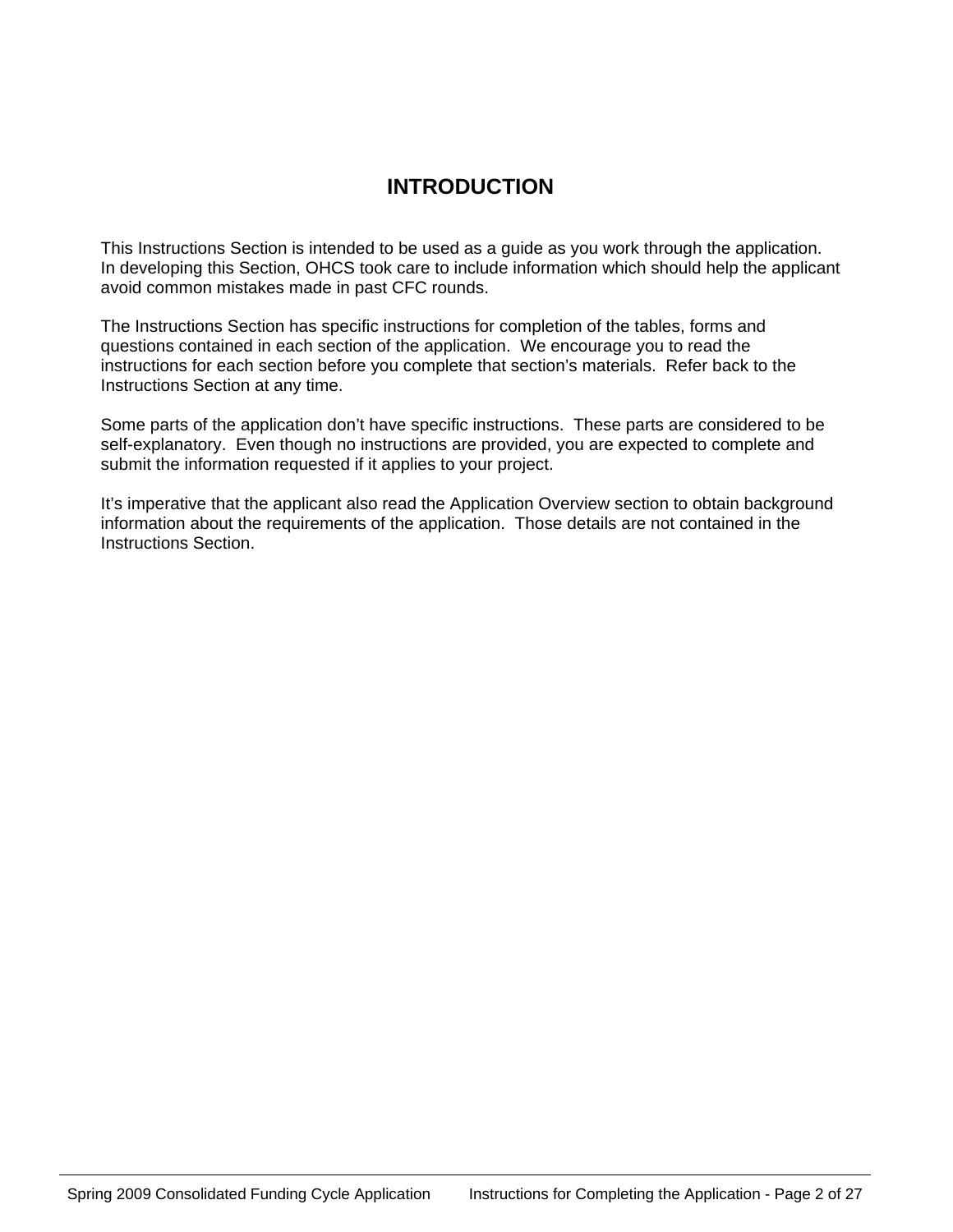# INTRODUCTION

This Instructions Section is intended to be used as a guide as you work through the application. In developing this Section, OHCS took care to include information which should help the applicant avoid common mistakes made in past CFC rounds.

The Instructions Section has specific instructions for completion of the tables, forms and questions contained in each section of the application. We encourage you to read the instructions for each section before you complete that section's materials. Refer back to the Instructions Section at any time.

Some parts of the application don't have specific instructions. These parts are considered to be self-explanatory. Even though no instructions are provided, you are expected to complete and submit the information requested if it applies to your project.

It's imperative that the applicant also read the Application Overview section to obtain background information about the requirements of the application. Those details are not contained in the Instructions Section.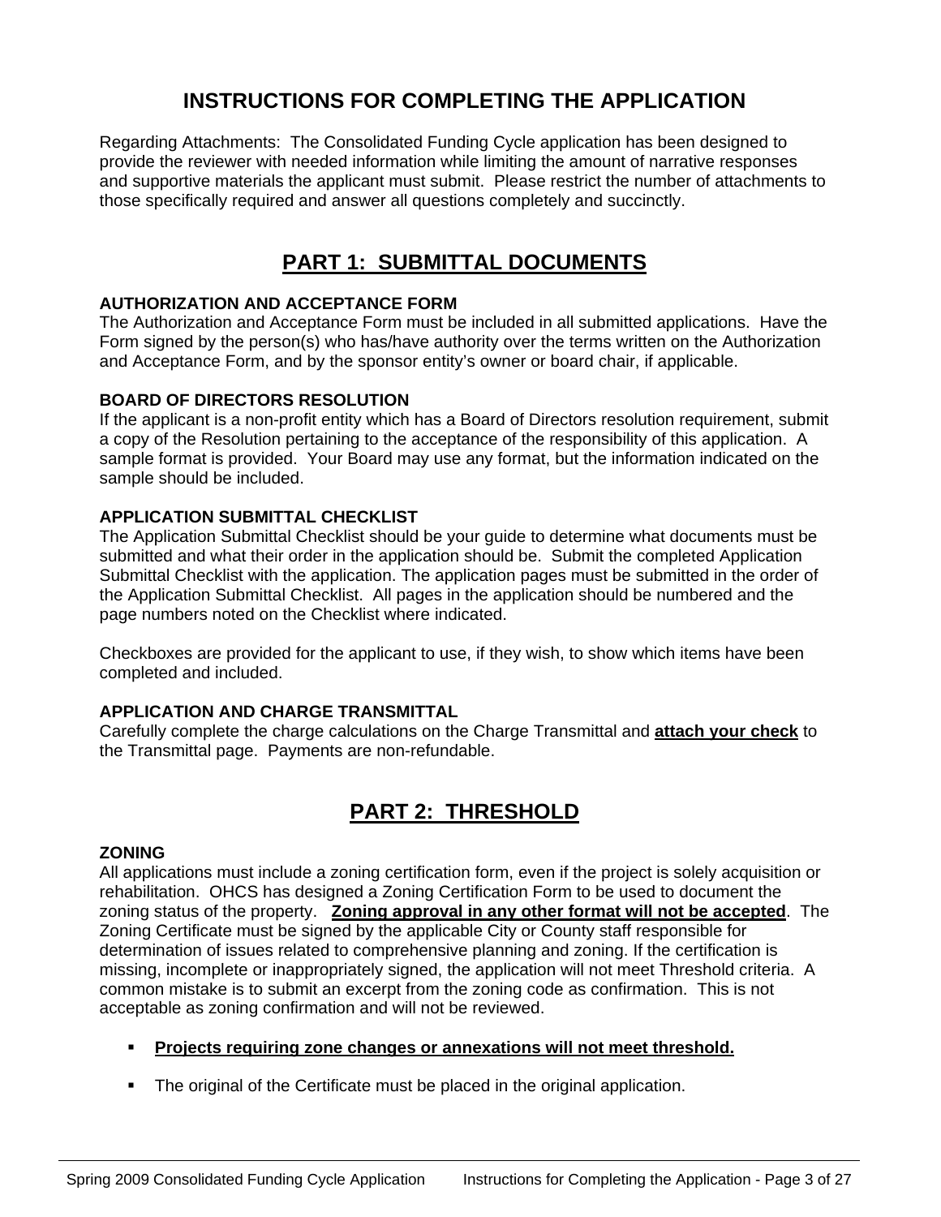# INSTRUCTIONS FOR COMPLETING THE APPLICATION

Regarding Attachments: The Consolidated Funding Cycle application has been designed to provide the reviewer with needed information while limiting the amount of narrative responses and supportive materials the applicant must submit. Please restrict the number of attachments to those specifically required and answer all questions completely and succinctly.

## PART 1: SUBMITTAL DOCUMENTS

### AUTHORIZATION AND ACCEPTANCE FORM

The Authorization and Acceptance Form must be included in all submitted applications. Have the Form signed by the person(s) who has/have authority over the terms written on the Authorization and Acceptance Form, and by the sponsor entity's owner or board chair, if applicable.

### BOARD OF DIRECTORS RESOLUTION

If the applicant is a non-profit entity which has a Board of Directors resolution requirement, submit a copy of the Resolution pertaining to the acceptance of the responsibility of this application. A sample format is provided. Your Board may use any format, but the information indicated on the sample should be included.

### APPLICATION SUBMITTAL CHECKLIST

The Application Submittal Checklist should be your guide to determine what documents must be submitted and what their order in the application should be. Submit the completed Application Submittal Checklist with the application. The application pages must be submitted in the order of the Application Submittal Checklist. All pages in the application should be numbered and the page numbers noted on the Checklist where indicated.

Checkboxes are provided for the applicant to use, if they wish, to show which items have been completed and included.

### APPLICATION AND CHARGE TRANSMITTAL

Carefully complete the charge calculations on the Charge Transmittal and **attach your check** to the Transmittal page. Payments are non-refundable.

## PART 2: THRESHOLD

### ZONING

All applications must include a zoning certification form, even if the project is solely acquisition or rehabilitation. OHCS has designed a Zoning Certification Form to be used to document the zoning status of the property. **Zoning approval in any other format will not be accepted**. The Zoning Certificate must be signed by the applicable City or County staff responsible for determination of issues related to comprehensive planning and zoning. If the certification is missing, incomplete or inappropriately signed, the application will not meet Threshold criteria. A common mistake is to submit an excerpt from the zoning code as confirmation. This is not acceptable as zoning confirmation and will not be reviewed.

- **Projects requiring zone changes or annexations will not meet threshold.**
- The original of the Certificate must be placed in the original application.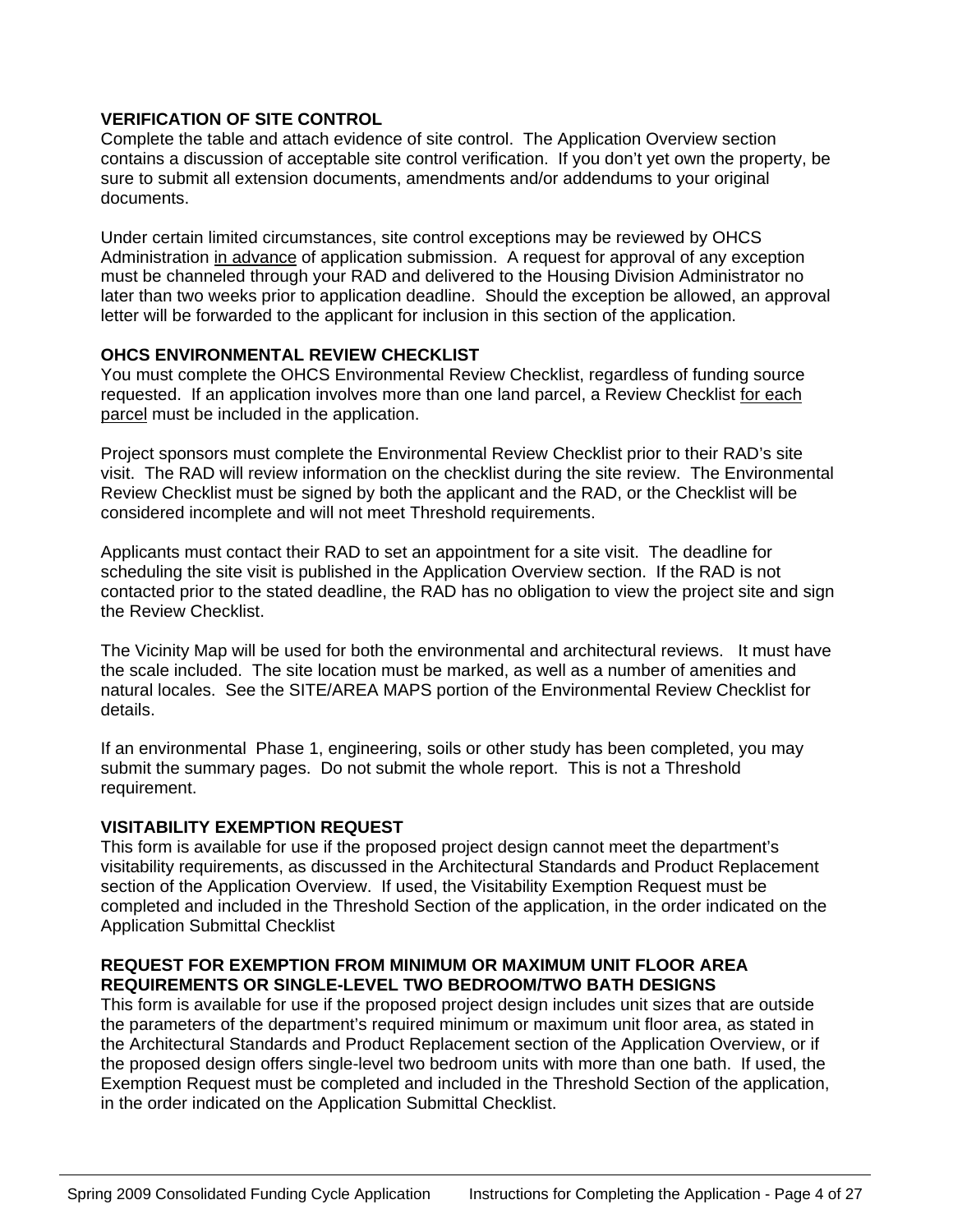**VERIFICATION OF SITE CONTROL**

Complete the table and attach evidence of site control. The Application Overview section contains a discussion of acceptable site control verification. If you don't yet own the property, be sure to submit all extension documents, amendments and/or addendums to your original documents.

Under certain limited circumstances, site control exceptions may be reviewed by OHCS Administration in advance of application submission. A request for approval of any exception must be channeled through your RAD and delivered to the Housing Division Administrator no later than two weeks prior to application deadline. Should the exception be allowed, an approval letter will be forwarded to the applicant for inclusion in this section of the application.

**OHCS ENVIRONMENTAL REVIEW CHECKLIST**

You must complete the OHCS Environmental Review Checklist, regardless of funding source requested. If an application involves more than one land parcel, a Review Checklist for each parcel must be included in the application.

Project sponsors must complete the Environmental Review Checklist prior to their RAD's site visit. The RAD will review information on the checklist during the site review. The Environmental Review Checklist must be signed by both the applicant and the RAD, or the Checklist will be considered incomplete and will not meet Threshold requirements.

Applicants must contact their RAD to set an appointment for a site visit. The deadline for scheduling the site visit is published in the Application Overview section. If the RAD is not contacted prior to the stated deadline, the RAD has no obligation to view the project site and sign the Review Checklist.

The Vicinity Map will be used for both the environmental and architectural reviews. It must have the scale included. The site location must be marked, as well as a number of amenities and natural locales. See the SITE/AREA MAPS portion of the Environmental Review Checklist for details.

If an environmental Phase 1, engineering, soils or other study has been completed, you may submit the summary pages. Do not submit the whole report. This is not a Threshold requirement.

**VISITABILITY EXEMPTION REQUEST**

This form is available for use if the proposed project design cannot meet the department's visitability requirements, as discussed in the Architectural Standards and Product Replacement section of the Application Overview. If used, the Visitability Exemption Request must be completed and included in the Threshold Section of the application, in the order indicated on the Application Submittal Checklist

**REQUEST FOR EXEMPTION FROM MINIMUM OR MAXIMUM UNIT FLOOR AREA REQUIREMENTS OR SINGLE-LEVEL TWO BEDROOM/TWO BATH DESIGNS**

This form is available for use if the proposed project design includes unit sizes that are outside the parameters of the department's required minimum or maximum unit floor area, as stated in the Architectural Standards and Product Replacement section of the Application Overview, or if the proposed design offers single-level two bedroom units with more than one bath. If used, the Exemption Request must be completed and included in the Threshold Section of the application, in the order indicated on the Application Submittal Checklist.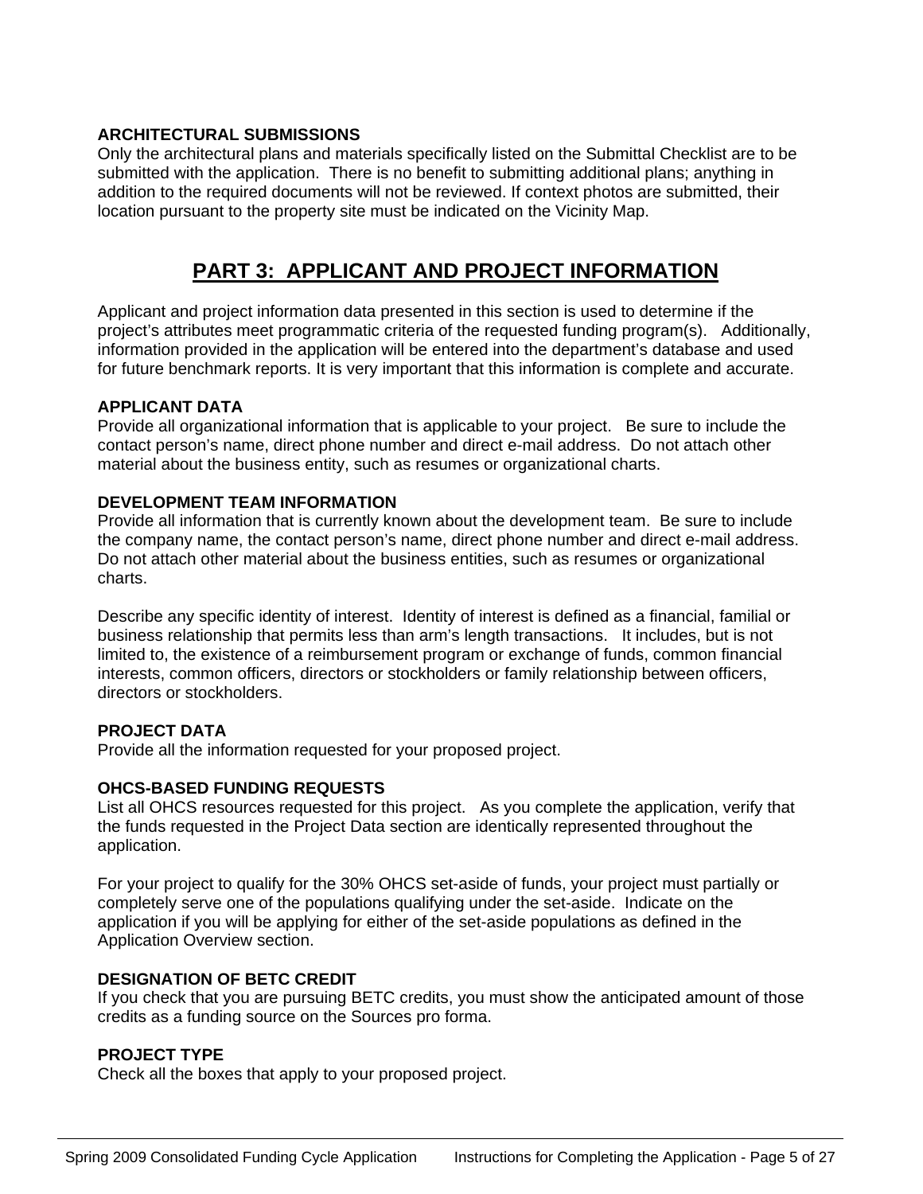**ARCHITECTURAL SUBMISSIONS**

Only the architectural plans and materials specifically listed on the Submittal Checklist are to be submitted with the application. There is no benefit to submitting additional plans; anything in addition to the required documents will not be reviewed. If context photos are submitted, their location pursuant to the property site must be indicated on the Vicinity Map.

## PART 3: APPLICANT AND PROJECT INFORMATION

Applicant and project information data presented in this section is used to determine if the project's attributes meet programmatic criteria of the requested funding program(s). Additionally, information provided in the application will be entered into the department's database and used for future benchmark reports. It is very important that this information is complete and accurate.

**APPLICANT DATA**

Provide all organizational information that is applicable to your project. Be sure to include the contact person's name, direct phone number and direct e-mail address. Do not attach other material about the business entity, such as resumes or organizational charts.

**DEVELOPMENT TEAM INFORMATION**

Provide all information that is currently known about the development team. Be sure to include the company name, the contact person's name, direct phone number and direct e-mail address. Do not attach other material about the business entities, such as resumes or organizational charts.

Describe any specific identity of interest. Identity of interest is defined as a financial, familial or business relationship that permits less than arm's length transactions. It includes, but is not limited to, the existence of a reimbursement program or exchange of funds, common financial interests, common officers, directors or stockholders or family relationship between officers, directors or stockholders.

**PROJECT DATA**

Provide all the information requested for your proposed project.

**OHCS-BASED FUNDING REQUESTS**

List all OHCS resources requested for this project. As you complete the application, verify that the funds requested in the Project Data section are identically represented throughout the application.

For your project to qualify for the 30% OHCS set-aside of funds, your project must partially or completely serve one of the populations qualifying under the set-aside. Indicate on the application if you will be applying for either of the set-aside populations as defined in the Application Overview section.

**DESIGNATION OF BETC CREDIT**

If you check that you are pursuing BETC credits, you must show the anticipated amount of those credits as a funding source on the Sources pro forma.

**PROJECT TYPE**

Check all the boxes that apply to your proposed project.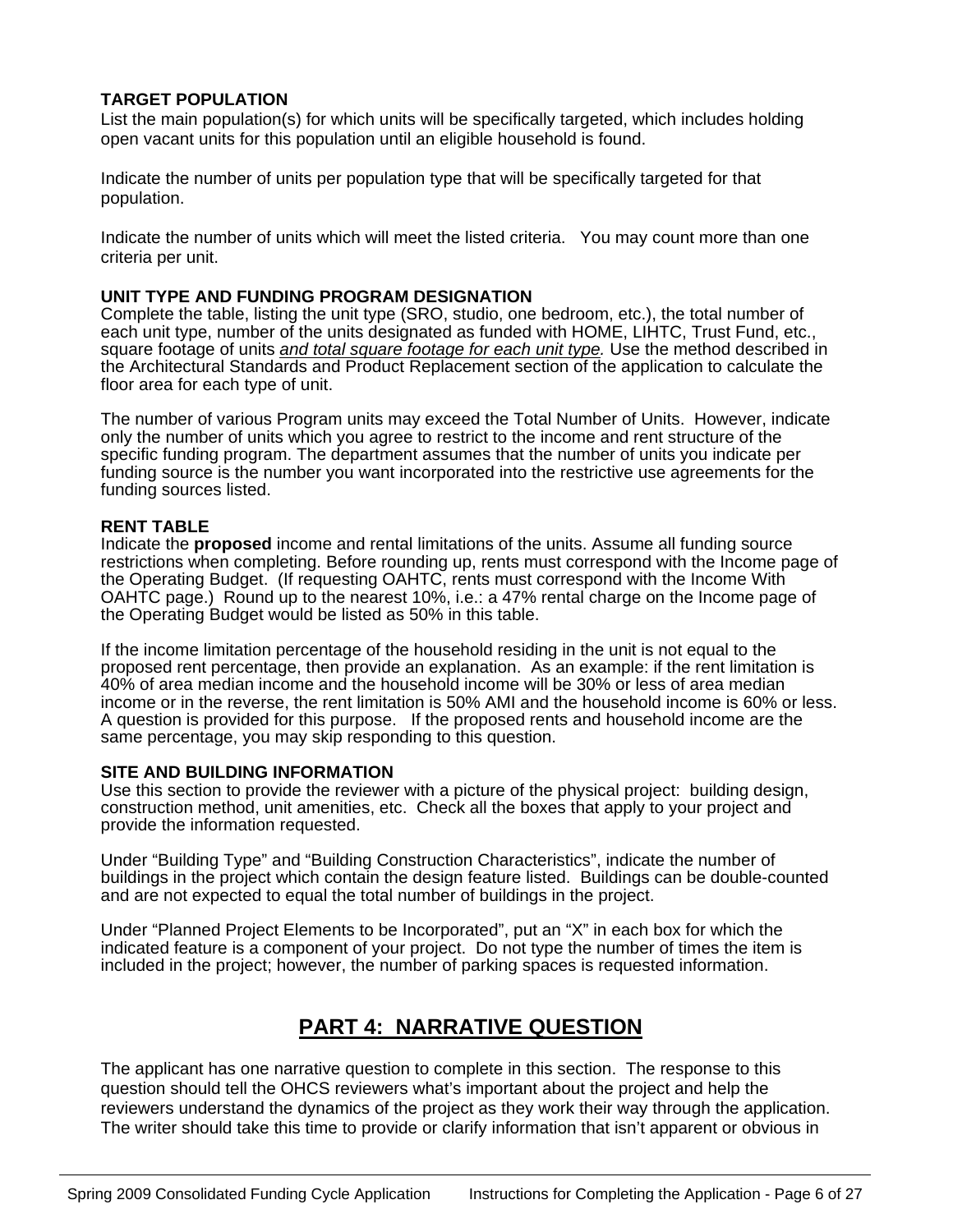**TARGET POPULATION**

List the main population(s) for which units will be specifically targeted, which includes holding open vacant units for this population until an eligible household is found.

Indicate the number of units per population type that will be specifically targeted for that population.

Indicate the number of units which will meet the listed criteria. You may count more than one criteria per unit.

**UNIT TYPE AND FUNDING PROGRAM DESIGNATION**

Complete the table, listing the unit type (SRO, studio, one bedroom, etc.), the total number of each unit type, number of the units designated as funded with HOME, LIHTC, Trust Fund, etc., square footage of units *and total square footage for each unit type.* Use the method described in the Architectural Standards and Product Replacement section of the application to calculate the floor area for each type of unit.

The number of various Program units may exceed the Total Number of Units. However, indicate only the number of units which you agree to restrict to the income and rent structure of the specific funding program. The department assumes that the number of units you indicate per funding source is the number you want incorporated into the restrictive use agreements for the funding sources listed.

**RENT TABLE**

Indicate the **proposed** income and rental limitations of the units. Assume all funding source restrictions when completing. Before rounding up, rents must correspond with the Income page of the Operating Budget. (If requesting OAHTC, rents must correspond with the Income With OAHTC page.) Round up to the nearest 10%, i.e.: a 47% rental charge on the Income page of the Operating Budget would be listed as 50% in this table.

If the income limitation percentage of the household residing in the unit is not equal to the proposed rent percentage, then provide an explanation. As an example: if the rent limitation is 40% of area median income and the household income will be 30% or less of area median income or in the reverse, the rent limitation is 50% AMI and the household income is 60% or less. A question is provided for this purpose. If the proposed rents and household income are the same percentage, you may skip responding to this question.

**SITE AND BUILDING INFORMATION**

Use this section to provide the reviewer with a picture of the physical project: building design, construction method, unit amenities, etc. Check all the boxes that apply to your project and provide the information requested.

Under "Building Type" and "Building Construction Characteristics", indicate the number of buildings in the project which contain the design feature listed. Buildings can be double-counted and are not expected to equal the total number of buildings in the project.

Under "Planned Project Elements to be Incorporated", put an "X" in each box for which the indicated feature is a component of your project. Do not type the number of times the item is included in the project; however, the number of parking spaces is requested information.

## PART 4: NARRATIVE QUESTION

The applicant has one narrative question to complete in this section. The response to this question should tell the OHCS reviewers what's important about the project and help the reviewers understand the dynamics of the project as they work their way through the application. The writer should take this time to provide or clarify information that isn't apparent or obvious in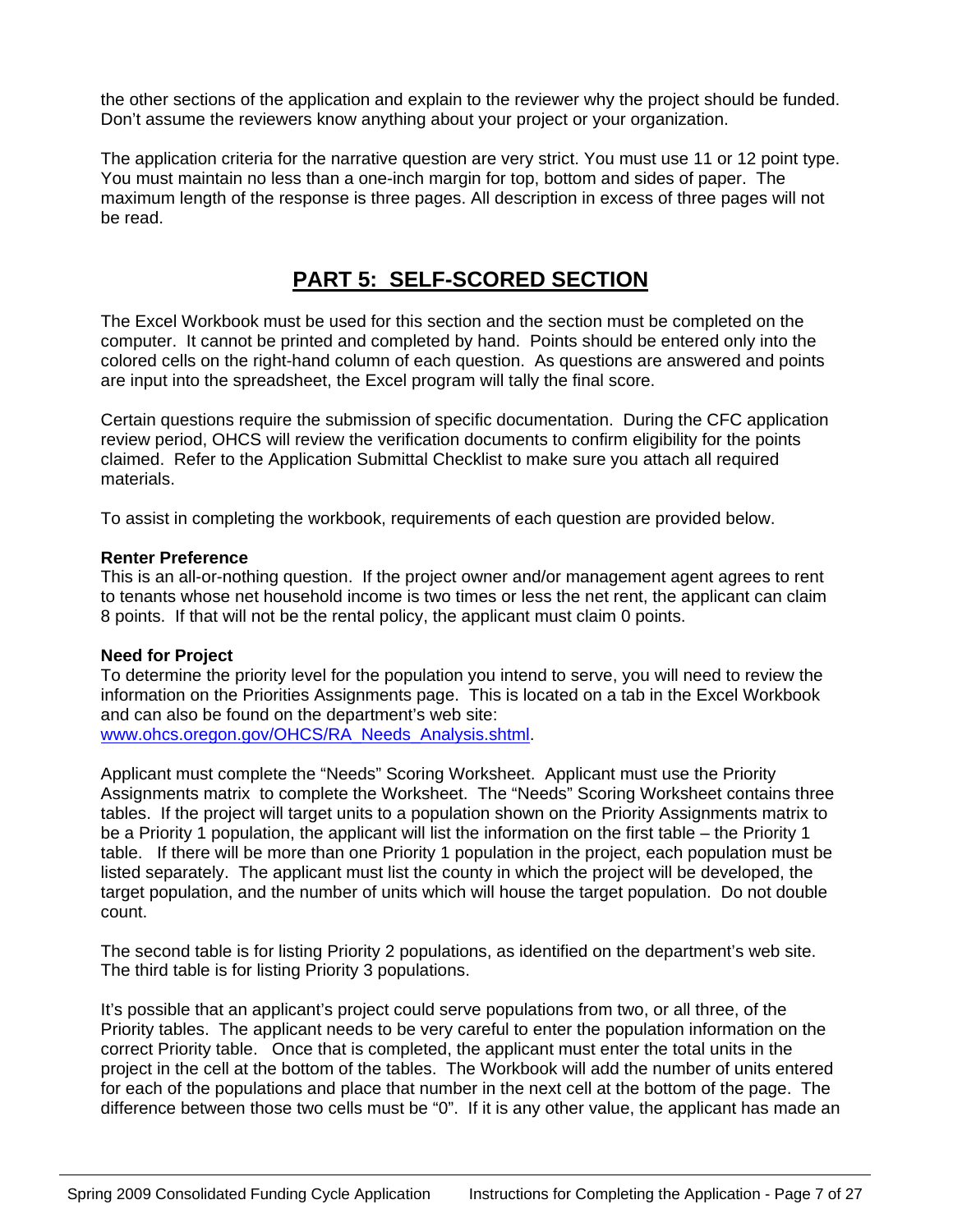the other sections of the application and explain to the reviewer why the project should be funded. Don't assume the reviewers know anything about your project or your organization.

The application criteria for the narrative question are very strict. You must use 11 or 12 point type. You must maintain no less than a one-inch margin for top, bottom and sides of paper. The maximum length of the response is three pages. All description in excess of three pages will not be read.

## PART 5: SELF-SCORED SECTION

The Excel Workbook must be used for this section and the section must be completed on the computer. It cannot be printed and completed by hand. Points should be entered only into the colored cells on the right-hand column of each question. As questions are answered and points are input into the spreadsheet, the Excel program will tally the final score.

Certain questions require the submission of specific documentation. During the CFC application review period, OHCS will review the verification documents to confirm eligibility for the points claimed. Refer to the Application Submittal Checklist to make sure you attach all required materials.

To assist in completing the workbook, requirements of each question are provided below.

**Renter Preference**
This is an all-or-nothing question. If the project owner and/or management agent agrees to rent to tenants whose net household income is two times or less the net rent, the applicant can claim 8 points. If that will not be the rental policy, the applicant must claim 0 points.

**Need for Project**
To determine the priority level for the population you intend to serve, you will need to review the information on the Priorities Assignments page. This is located on a tab in the Excel Workbook and can also be found on the department's web site:
www.ohcs.oregon.gov/OHCS/RA_Needs_Analysis.shtml.

Applicant must complete the "Needs" Scoring Worksheet. Applicant must use the Priority Assignments matrix to complete the Worksheet. The "Needs" Scoring Worksheet contains three tables. If the project will target units to a population shown on the Priority Assignments matrix to be a Priority 1 population, the applicant will list the information on the first table – the Priority 1 table. If there will be more than one Priority 1 population in the project, each population must be listed separately. The applicant must list the county in which the project will be developed, the target population, and the number of units which will house the target population. Do not double count.

The second table is for listing Priority 2 populations, as identified on the department's web site. The third table is for listing Priority 3 populations.

It's possible that an applicant's project could serve populations from two, or all three, of the Priority tables. The applicant needs to be very careful to enter the population information on the correct Priority table. Once that is completed, the applicant must enter the total units in the project in the cell at the bottom of the tables. The Workbook will add the number of units entered for each of the populations and place that number in the next cell at the bottom of the page. The difference between those two cells must be "0". If it is any other value, the applicant has made an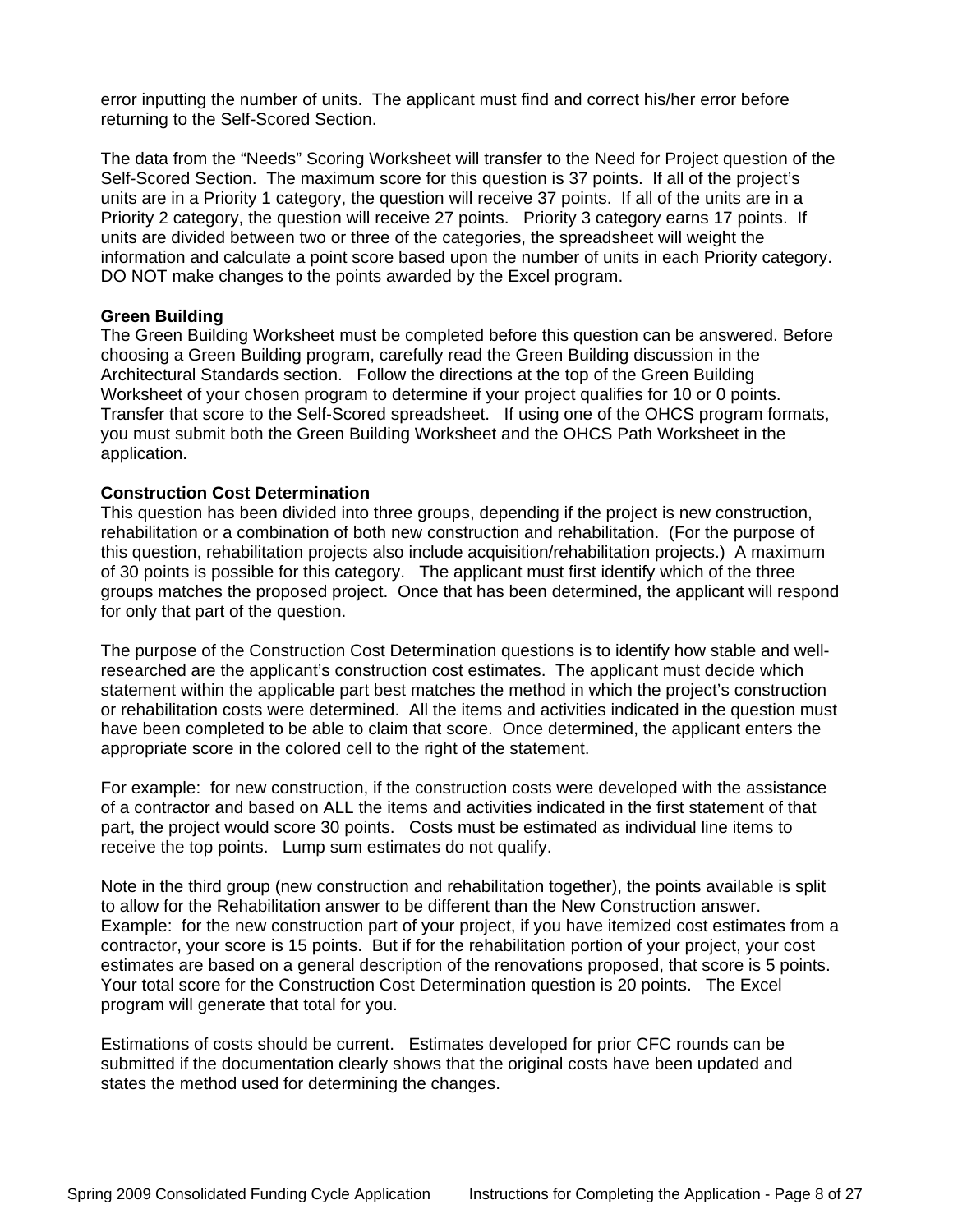error inputting the number of units. The applicant must find and correct his/her error before returning to the Self-Scored Section.

The data from the "Needs" Scoring Worksheet will transfer to the Need for Project question of the Self-Scored Section. The maximum score for this question is 37 points. If all of the project's units are in a Priority 1 category, the question will receive 37 points. If all of the units are in a Priority 2 category, the question will receive 27 points. Priority 3 category earns 17 points. If units are divided between two or three of the categories, the spreadsheet will weight the information and calculate a point score based upon the number of units in each Priority category. DO NOT make changes to the points awarded by the Excel program.

**Green Building**

The Green Building Worksheet must be completed before this question can be answered. Before choosing a Green Building program, carefully read the Green Building discussion in the Architectural Standards section. Follow the directions at the top of the Green Building Worksheet of your chosen program to determine if your project qualifies for 10 or 0 points. Transfer that score to the Self-Scored spreadsheet. If using one of the OHCS program formats, you must submit both the Green Building Worksheet and the OHCS Path Worksheet in the application.

**Construction Cost Determination**

This question has been divided into three groups, depending if the project is new construction, rehabilitation or a combination of both new construction and rehabilitation. (For the purpose of this question, rehabilitation projects also include acquisition/rehabilitation projects.) A maximum of 30 points is possible for this category. The applicant must first identify which of the three groups matches the proposed project. Once that has been determined, the applicant will respond for only that part of the question.

The purpose of the Construction Cost Determination questions is to identify how stable and well-researched are the applicant's construction cost estimates. The applicant must decide which statement within the applicable part best matches the method in which the project's construction or rehabilitation costs were determined. All the items and activities indicated in the question must have been completed to be able to claim that score. Once determined, the applicant enters the appropriate score in the colored cell to the right of the statement.

For example: for new construction, if the construction costs were developed with the assistance of a contractor and based on ALL the items and activities indicated in the first statement of that part, the project would score 30 points. Costs must be estimated as individual line items to receive the top points. Lump sum estimates do not qualify.

Note in the third group (new construction and rehabilitation together), the points available is split to allow for the Rehabilitation answer to be different than the New Construction answer. Example: for the new construction part of your project, if you have itemized cost estimates from a contractor, your score is 15 points. But if for the rehabilitation portion of your project, your cost estimates are based on a general description of the renovations proposed, that score is 5 points. Your total score for the Construction Cost Determination question is 20 points. The Excel program will generate that total for you.

Estimations of costs should be current. Estimates developed for prior CFC rounds can be submitted if the documentation clearly shows that the original costs have been updated and states the method used for determining the changes.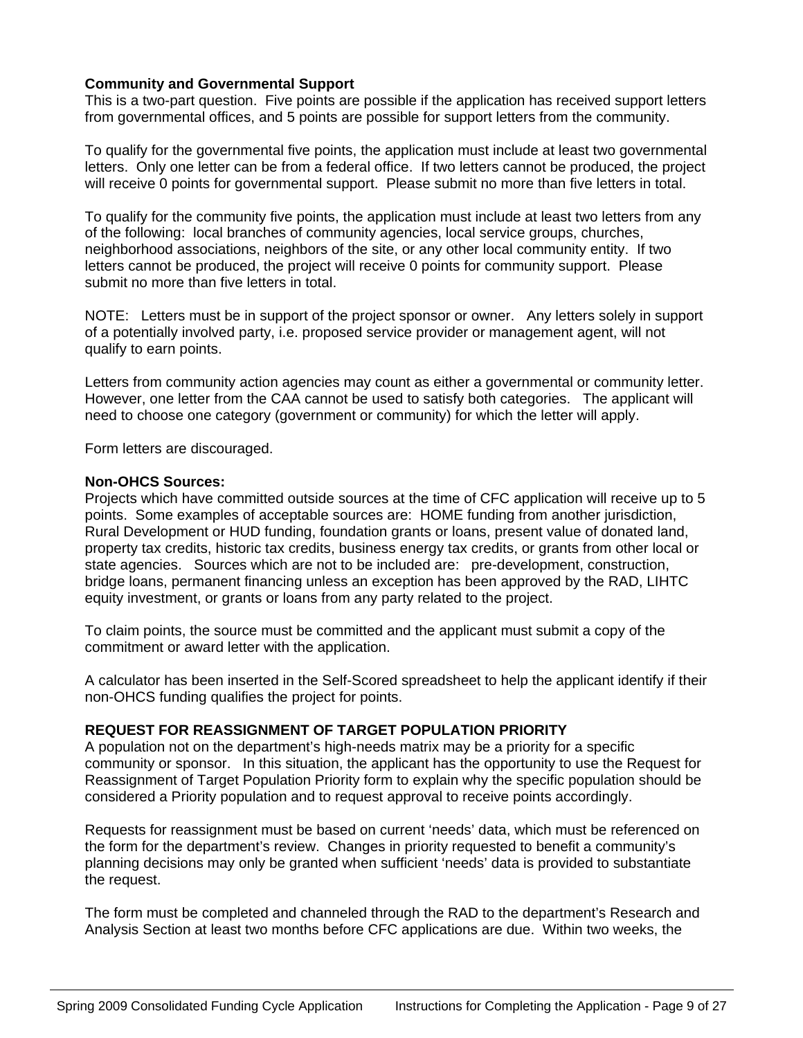**Community and Governmental Support**
This is a two-part question. Five points are possible if the application has received support letters from governmental offices, and 5 points are possible for support letters from the community.

To qualify for the governmental five points, the application must include at least two governmental letters. Only one letter can be from a federal office. If two letters cannot be produced, the project will receive 0 points for governmental support. Please submit no more than five letters in total.

To qualify for the community five points, the application must include at least two letters from any of the following: local branches of community agencies, local service groups, churches, neighborhood associations, neighbors of the site, or any other local community entity. If two letters cannot be produced, the project will receive 0 points for community support. Please submit no more than five letters in total.

NOTE: Letters must be in support of the project sponsor or owner. Any letters solely in support of a potentially involved party, i.e. proposed service provider or management agent, will not qualify to earn points.

Letters from community action agencies may count as either a governmental or community letter. However, one letter from the CAA cannot be used to satisfy both categories. The applicant will need to choose one category (government or community) for which the letter will apply.

Form letters are discouraged.

**Non-OHCS Sources:**
Projects which have committed outside sources at the time of CFC application will receive up to 5 points. Some examples of acceptable sources are: HOME funding from another jurisdiction, Rural Development or HUD funding, foundation grants or loans, present value of donated land, property tax credits, historic tax credits, business energy tax credits, or grants from other local or state agencies. Sources which are not to be included are: pre-development, construction, bridge loans, permanent financing unless an exception has been approved by the RAD, LIHTC equity investment, or grants or loans from any party related to the project.

To claim points, the source must be committed and the applicant must submit a copy of the commitment or award letter with the application.

A calculator has been inserted in the Self-Scored spreadsheet to help the applicant identify if their non-OHCS funding qualifies the project for points.

**REQUEST FOR REASSIGNMENT OF TARGET POPULATION PRIORITY**
A population not on the department's high-needs matrix may be a priority for a specific community or sponsor. In this situation, the applicant has the opportunity to use the Request for Reassignment of Target Population Priority form to explain why the specific population should be considered a Priority population and to request approval to receive points accordingly.

Requests for reassignment must be based on current 'needs' data, which must be referenced on the form for the department's review. Changes in priority requested to benefit a community's planning decisions may only be granted when sufficient 'needs' data is provided to substantiate the request.

The form must be completed and channeled through the RAD to the department's Research and Analysis Section at least two months before CFC applications are due. Within two weeks, the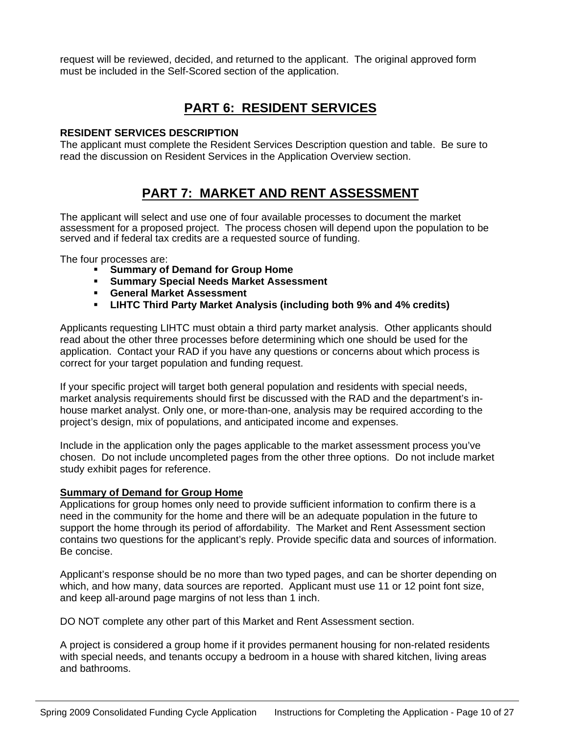request will be reviewed, decided, and returned to the applicant. The original approved form must be included in the Self-Scored section of the application.

## PART 6: RESIDENT SERVICES

**RESIDENT SERVICES DESCRIPTION**

The applicant must complete the Resident Services Description question and table. Be sure to read the discussion on Resident Services in the Application Overview section.

## PART 7: MARKET AND RENT ASSESSMENT

The applicant will select and use one of four available processes to document the market assessment for a proposed project. The process chosen will depend upon the population to be served and if federal tax credits are a requested source of funding.

The four processes are:

- **Summary of Demand for Group Home**
- **Summary Special Needs Market Assessment**
- **General Market Assessment**
- **LIHTC Third Party Market Analysis (including both 9% and 4% credits)**

Applicants requesting LIHTC must obtain a third party market analysis. Other applicants should read about the other three processes before determining which one should be used for the application. Contact your RAD if you have any questions or concerns about which process is correct for your target population and funding request.

If your specific project will target both general population and residents with special needs, market analysis requirements should first be discussed with the RAD and the department's in-house market analyst. Only one, or more-than-one, analysis may be required according to the project's design, mix of populations, and anticipated income and expenses.

Include in the application only the pages applicable to the market assessment process you've chosen. Do not include uncompleted pages from the other three options. Do not include market study exhibit pages for reference.

**Summary of Demand for Group Home**

Applications for group homes only need to provide sufficient information to confirm there is a need in the community for the home and there will be an adequate population in the future to support the home through its period of affordability. The Market and Rent Assessment section contains two questions for the applicant's reply. Provide specific data and sources of information. Be concise.

Applicant's response should be no more than two typed pages, and can be shorter depending on which, and how many, data sources are reported. Applicant must use 11 or 12 point font size, and keep all-around page margins of not less than 1 inch.

DO NOT complete any other part of this Market and Rent Assessment section.

A project is considered a group home if it provides permanent housing for non-related residents with special needs, and tenants occupy a bedroom in a house with shared kitchen, living areas and bathrooms.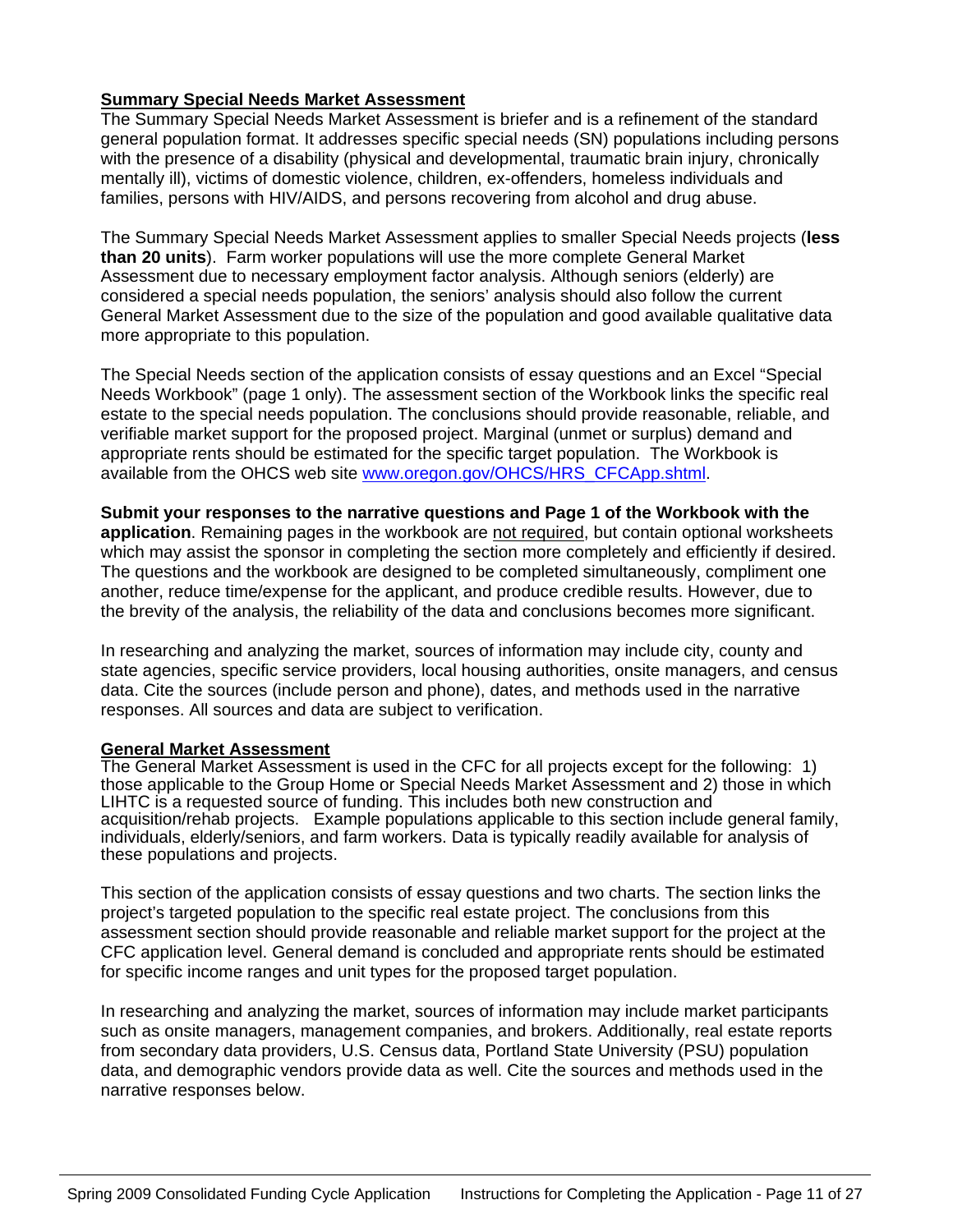**<u>Summary Special Needs Market Assessment</u>**

The Summary Special Needs Market Assessment is briefer and is a refinement of the standard general population format. It addresses specific special needs (SN) populations including persons with the presence of a disability (physical and developmental, traumatic brain injury, chronically mentally ill), victims of domestic violence, children, ex-offenders, homeless individuals and families, persons with HIV/AIDS, and persons recovering from alcohol and drug abuse.

The Summary Special Needs Market Assessment applies to smaller Special Needs projects (**less than 20 units**). Farm worker populations will use the more complete General Market Assessment due to necessary employment factor analysis. Although seniors (elderly) are considered a special needs population, the seniors' analysis should also follow the current General Market Assessment due to the size of the population and good available qualitative data more appropriate to this population.

The Special Needs section of the application consists of essay questions and an Excel "Special Needs Workbook" (page 1 only). The assessment section of the Workbook links the specific real estate to the special needs population. The conclusions should provide reasonable, reliable, and verifiable market support for the proposed project. Marginal (unmet or surplus) demand and appropriate rents should be estimated for the specific target population. The Workbook is available from the OHCS web site www.oregon.gov/OHCS/HRS_CFCApp.shtml.

**Submit your responses to the narrative questions and Page 1 of the Workbook with the application**. Remaining pages in the workbook are <u>not required</u>, but contain optional worksheets which may assist the sponsor in completing the section more completely and efficiently if desired. The questions and the workbook are designed to be completed simultaneously, compliment one another, reduce time/expense for the applicant, and produce credible results. However, due to the brevity of the analysis, the reliability of the data and conclusions becomes more significant.

In researching and analyzing the market, sources of information may include city, county and state agencies, specific service providers, local housing authorities, onsite managers, and census data. Cite the sources (include person and phone), dates, and methods used in the narrative responses. All sources and data are subject to verification.

**<u>General Market Assessment</u>**

The General Market Assessment is used in the CFC for all projects except for the following: 1) those applicable to the Group Home or Special Needs Market Assessment and 2) those in which LIHTC is a requested source of funding. This includes both new construction and acquisition/rehab projects. Example populations applicable to this section include general family, individuals, elderly/seniors, and farm workers. Data is typically readily available for analysis of these populations and projects.

This section of the application consists of essay questions and two charts. The section links the project's targeted population to the specific real estate project. The conclusions from this assessment section should provide reasonable and reliable market support for the project at the CFC application level. General demand is concluded and appropriate rents should be estimated for specific income ranges and unit types for the proposed target population.

In researching and analyzing the market, sources of information may include market participants such as onsite managers, management companies, and brokers. Additionally, real estate reports from secondary data providers, U.S. Census data, Portland State University (PSU) population data, and demographic vendors provide data as well. Cite the sources and methods used in the narrative responses below.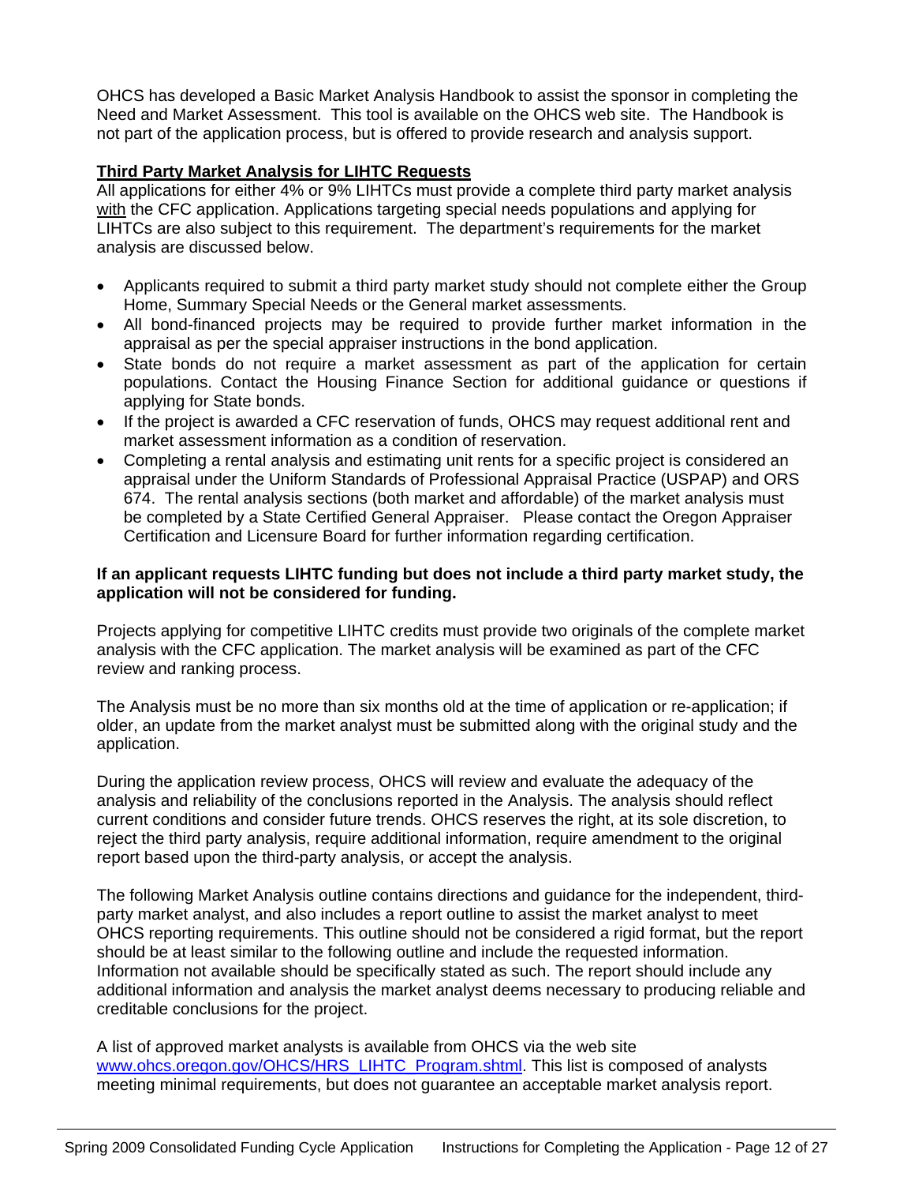OHCS has developed a Basic Market Analysis Handbook to assist the sponsor in completing the Need and Market Assessment. This tool is available on the OHCS web site. The Handbook is not part of the application process, but is offered to provide research and analysis support.

**Third Party Market Analysis for LIHTC Requests**

All applications for either 4% or 9% LIHTCs must provide a complete third party market analysis with the CFC application. Applications targeting special needs populations and applying for LIHTCs are also subject to this requirement. The department's requirements for the market analysis are discussed below.

- Applicants required to submit a third party market study should not complete either the Group Home, Summary Special Needs or the General market assessments.
- All bond-financed projects may be required to provide further market information in the appraisal as per the special appraiser instructions in the bond application.
- State bonds do not require a market assessment as part of the application for certain populations. Contact the Housing Finance Section for additional guidance or questions if applying for State bonds.
- If the project is awarded a CFC reservation of funds, OHCS may request additional rent and market assessment information as a condition of reservation.
- Completing a rental analysis and estimating unit rents for a specific project is considered an appraisal under the Uniform Standards of Professional Appraisal Practice (USPAP) and ORS 674. The rental analysis sections (both market and affordable) of the market analysis must be completed by a State Certified General Appraiser. Please contact the Oregon Appraiser Certification and Licensure Board for further information regarding certification.

**If an applicant requests LIHTC funding but does not include a third party market study, the application will not be considered for funding.**

Projects applying for competitive LIHTC credits must provide two originals of the complete market analysis with the CFC application. The market analysis will be examined as part of the CFC review and ranking process.

The Analysis must be no more than six months old at the time of application or re-application; if older, an update from the market analyst must be submitted along with the original study and the application.

During the application review process, OHCS will review and evaluate the adequacy of the analysis and reliability of the conclusions reported in the Analysis. The analysis should reflect current conditions and consider future trends. OHCS reserves the right, at its sole discretion, to reject the third party analysis, require additional information, require amendment to the original report based upon the third-party analysis, or accept the analysis.

The following Market Analysis outline contains directions and guidance for the independent, third-party market analyst, and also includes a report outline to assist the market analyst to meet OHCS reporting requirements. This outline should not be considered a rigid format, but the report should be at least similar to the following outline and include the requested information. Information not available should be specifically stated as such. The report should include any additional information and analysis the market analyst deems necessary to producing reliable and creditable conclusions for the project.

A list of approved market analysts is available from OHCS via the web site www.ohcs.oregon.gov/OHCS/HRS_LIHTC_Program.shtml. This list is composed of analysts meeting minimal requirements, but does not guarantee an acceptable market analysis report.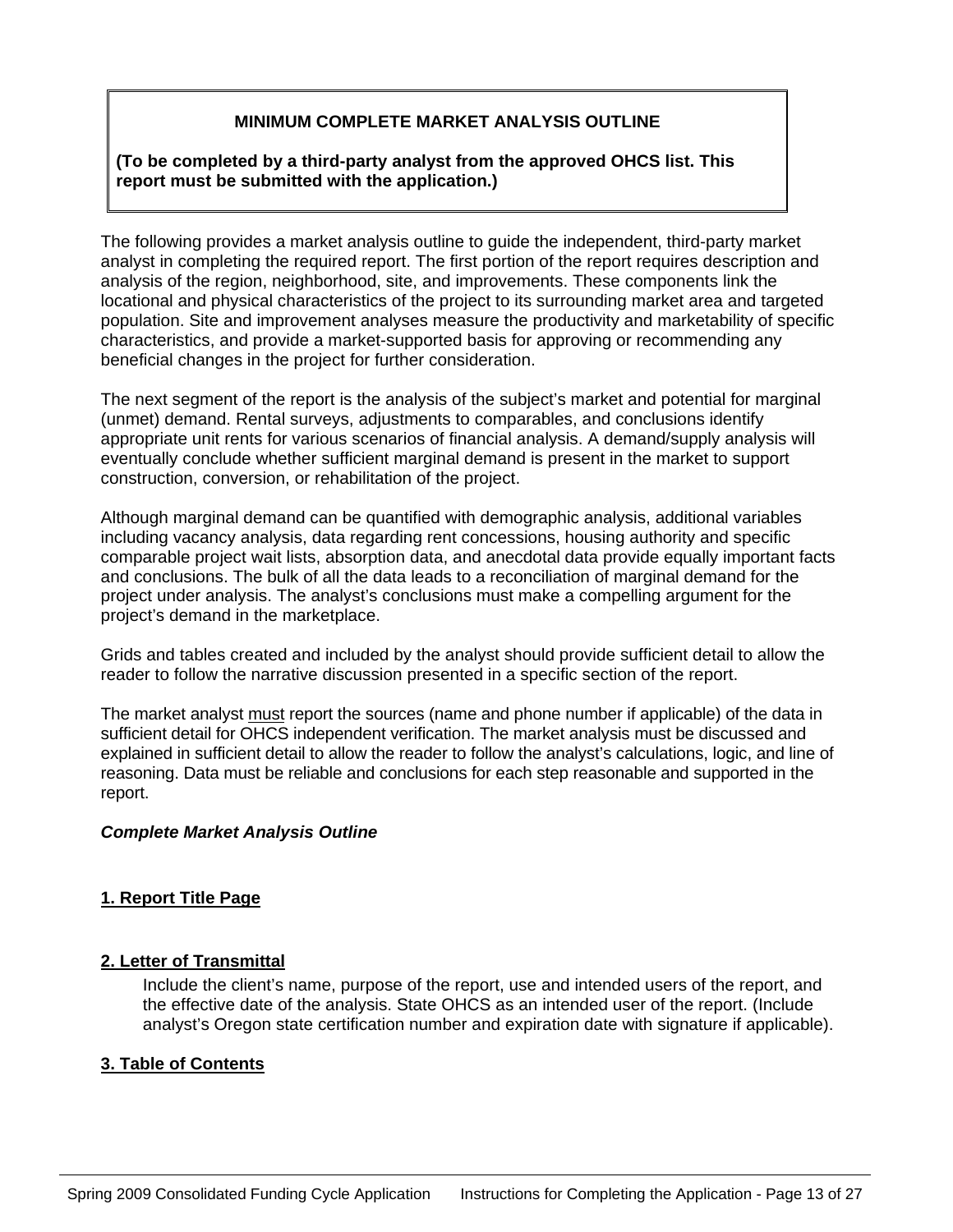**MINIMUM COMPLETE MARKET ANALYSIS OUTLINE**

**(To be completed by a third-party analyst from the approved OHCS list. This report must be submitted with the application.)**

The following provides a market analysis outline to guide the independent, third-party market analyst in completing the required report. The first portion of the report requires description and analysis of the region, neighborhood, site, and improvements. These components link the locational and physical characteristics of the project to its surrounding market area and targeted population. Site and improvement analyses measure the productivity and marketability of specific characteristics, and provide a market-supported basis for approving or recommending any beneficial changes in the project for further consideration.

The next segment of the report is the analysis of the subject's market and potential for marginal (unmet) demand. Rental surveys, adjustments to comparables, and conclusions identify appropriate unit rents for various scenarios of financial analysis. A demand/supply analysis will eventually conclude whether sufficient marginal demand is present in the market to support construction, conversion, or rehabilitation of the project.

Although marginal demand can be quantified with demographic analysis, additional variables including vacancy analysis, data regarding rent concessions, housing authority and specific comparable project wait lists, absorption data, and anecdotal data provide equally important facts and conclusions. The bulk of all the data leads to a reconciliation of marginal demand for the project under analysis. The analyst's conclusions must make a compelling argument for the project's demand in the marketplace.

Grids and tables created and included by the analyst should provide sufficient detail to allow the reader to follow the narrative discussion presented in a specific section of the report.

The market analyst <u>must</u> report the sources (name and phone number if applicable) of the data in sufficient detail for OHCS independent verification. The market analysis must be discussed and explained in sufficient detail to allow the reader to follow the analyst's calculations, logic, and line of reasoning. Data must be reliable and conclusions for each step reasonable and supported in the report.

***Complete Market Analysis Outline***

**<u>1. Report Title Page</u>**

**<u>2. Letter of Transmittal</u>**

Include the client's name, purpose of the report, use and intended users of the report, and the effective date of the analysis. State OHCS as an intended user of the report. (Include analyst's Oregon state certification number and expiration date with signature if applicable).

**<u>3. Table of Contents</u>**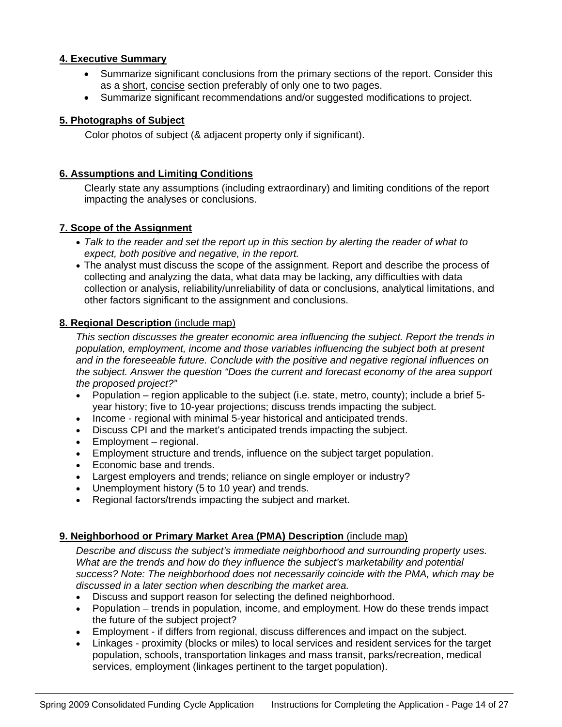**4. Executive Summary**

- Summarize significant conclusions from the primary sections of the report. Consider this as a short, concise section preferably of only one to two pages.
- Summarize significant recommendations and/or suggested modifications to project.

**5. Photographs of Subject**

Color photos of subject (& adjacent property only if significant).

**6. Assumptions and Limiting Conditions**

Clearly state any assumptions (including extraordinary) and limiting conditions of the report impacting the analyses or conclusions.

**7. Scope of the Assignment**

- *Talk to the reader and set the report up in this section by alerting the reader of what to expect, both positive and negative, in the report.*
- The analyst must discuss the scope of the assignment. Report and describe the process of collecting and analyzing the data, what data may be lacking, any difficulties with data collection or analysis, reliability/unreliability of data or conclusions, analytical limitations, and other factors significant to the assignment and conclusions.

**8. Regional Description** (include map)

*This section discusses the greater economic area influencing the subject. Report the trends in population, employment, income and those variables influencing the subject both at present and in the foreseeable future. Conclude with the positive and negative regional influences on the subject. Answer the question "Does the current and forecast economy of the area support the proposed project?"*

- Population – region applicable to the subject (i.e. state, metro, county); include a brief 5-year history; five to 10-year projections; discuss trends impacting the subject.
- Income - regional with minimal 5-year historical and anticipated trends.
- Discuss CPI and the market's anticipated trends impacting the subject.
- Employment – regional.
- Employment structure and trends, influence on the subject target population.
- Economic base and trends.
- Largest employers and trends; reliance on single employer or industry?
- Unemployment history (5 to 10 year) and trends.
- Regional factors/trends impacting the subject and market.

**9. Neighborhood or Primary Market Area (PMA) Description** (include map)

*Describe and discuss the subject's immediate neighborhood and surrounding property uses. What are the trends and how do they influence the subject's marketability and potential success? Note: The neighborhood does not necessarily coincide with the PMA, which may be discussed in a later section when describing the market area.*

- Discuss and support reason for selecting the defined neighborhood.
- Population – trends in population, income, and employment. How do these trends impact the future of the subject project?
- Employment - if differs from regional, discuss differences and impact on the subject.
- Linkages - proximity (blocks or miles) to local services and resident services for the target population, schools, transportation linkages and mass transit, parks/recreation, medical services, employment (linkages pertinent to the target population).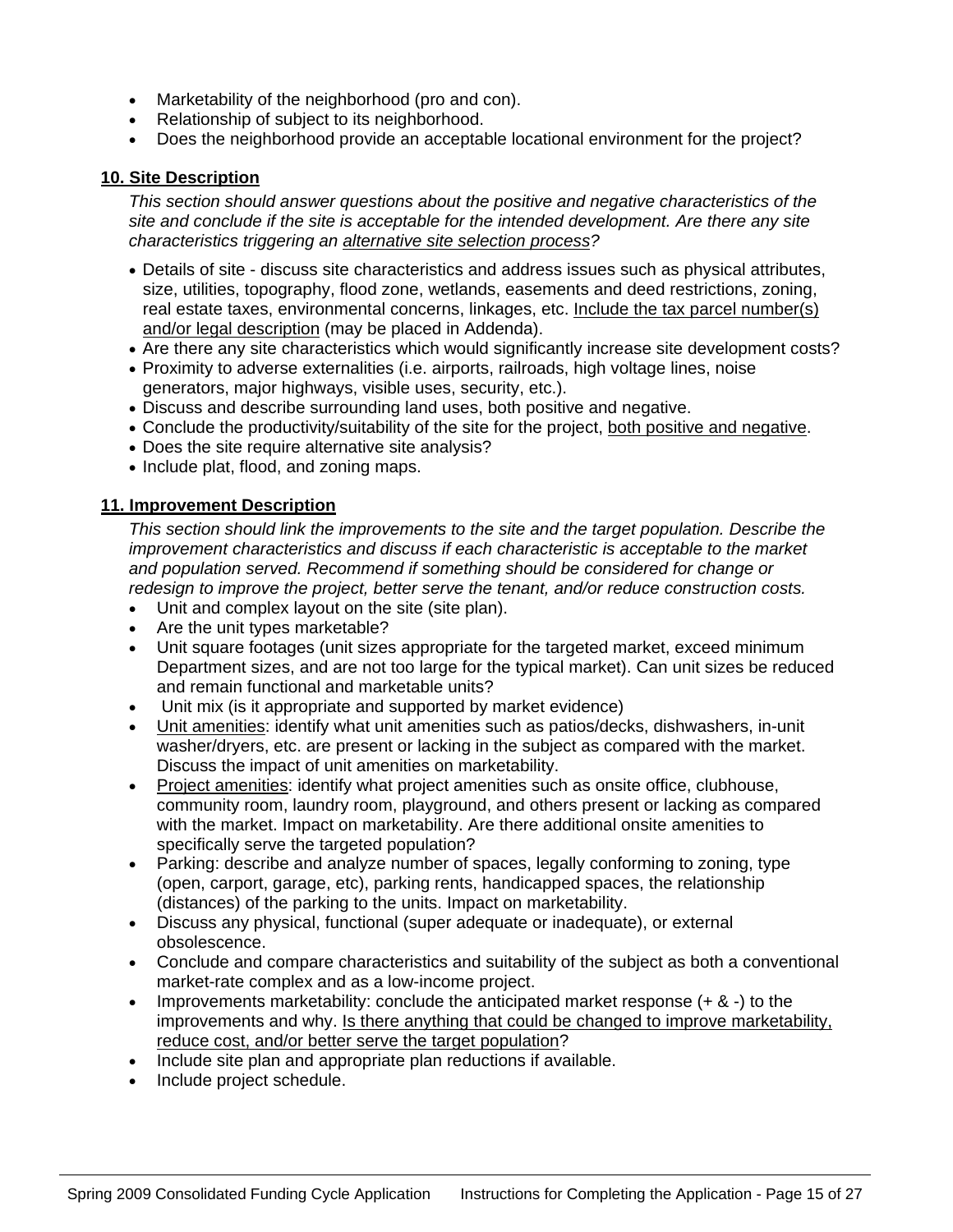- Marketability of the neighborhood (pro and con).
- Relationship of subject to its neighborhood.
- Does the neighborhood provide an acceptable locational environment for the project?

**10. Site Description**

*This section should answer questions about the positive and negative characteristics of the site and conclude if the site is acceptable for the intended development. Are there any site characteristics triggering an alternative site selection process?*

- Details of site - discuss site characteristics and address issues such as physical attributes, size, utilities, topography, flood zone, wetlands, easements and deed restrictions, zoning, real estate taxes, environmental concerns, linkages, etc. Include the tax parcel number(s) and/or legal description (may be placed in Addenda).
- Are there any site characteristics which would significantly increase site development costs?
- Proximity to adverse externalities (i.e. airports, railroads, high voltage lines, noise generators, major highways, visible uses, security, etc.).
- Discuss and describe surrounding land uses, both positive and negative.
- Conclude the productivity/suitability of the site for the project, both positive and negative.
- Does the site require alternative site analysis?
- Include plat, flood, and zoning maps.

**11. Improvement Description**

*This section should link the improvements to the site and the target population. Describe the improvement characteristics and discuss if each characteristic is acceptable to the market and population served. Recommend if something should be considered for change or redesign to improve the project, better serve the tenant, and/or reduce construction costs.*

- Unit and complex layout on the site (site plan).
- Are the unit types marketable?
- Unit square footages (unit sizes appropriate for the targeted market, exceed minimum Department sizes, and are not too large for the typical market). Can unit sizes be reduced and remain functional and marketable units?
- Unit mix (is it appropriate and supported by market evidence)
- Unit amenities: identify what unit amenities such as patios/decks, dishwashers, in-unit washer/dryers, etc. are present or lacking in the subject as compared with the market. Discuss the impact of unit amenities on marketability.
- Project amenities: identify what project amenities such as onsite office, clubhouse, community room, laundry room, playground, and others present or lacking as compared with the market. Impact on marketability. Are there additional onsite amenities to specifically serve the targeted population?
- Parking: describe and analyze number of spaces, legally conforming to zoning, type (open, carport, garage, etc), parking rents, handicapped spaces, the relationship (distances) of the parking to the units. Impact on marketability.
- Discuss any physical, functional (super adequate or inadequate), or external obsolescence.
- Conclude and compare characteristics and suitability of the subject as both a conventional market-rate complex and as a low-income project.
- Improvements marketability: conclude the anticipated market response (+ & -) to the improvements and why. Is there anything that could be changed to improve marketability, reduce cost, and/or better serve the target population?
- Include site plan and appropriate plan reductions if available.
- Include project schedule.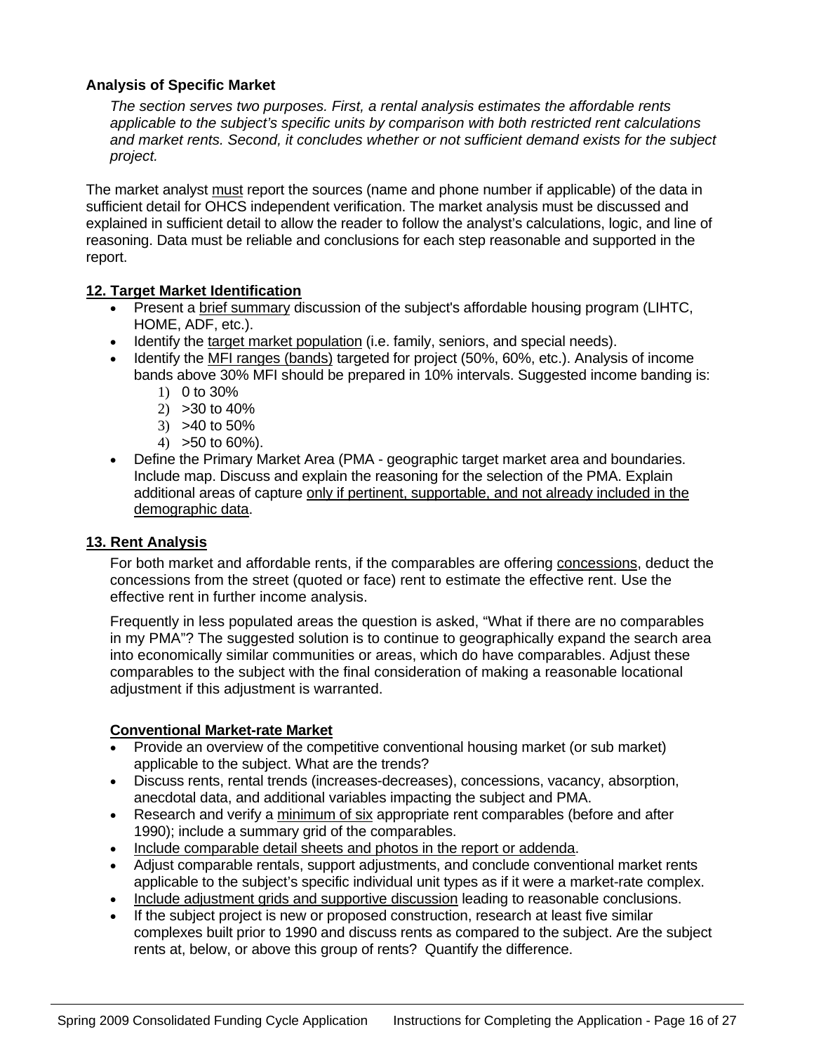**Analysis of Specific Market**

*The section serves two purposes. First, a rental analysis estimates the affordable rents applicable to the subject's specific units by comparison with both restricted rent calculations and market rents. Second, it concludes whether or not sufficient demand exists for the subject project.*

The market analyst <u>must</u> report the sources (name and phone number if applicable) of the data in sufficient detail for OHCS independent verification. The market analysis must be discussed and explained in sufficient detail to allow the reader to follow the analyst's calculations, logic, and line of reasoning. Data must be reliable and conclusions for each step reasonable and supported in the report.

## 12. Target Market Identification

- Present a <u>brief summary</u> discussion of the subject's affordable housing program (LIHTC, HOME, ADF, etc.).
- Identify the <u>target market population</u> (i.e. family, seniors, and special needs).
- Identify the <u>MFI ranges (bands)</u> targeted for project (50%, 60%, etc.). Analysis of income bands above 30% MFI should be prepared in 10% intervals. Suggested income banding is:
  1) 0 to 30%
  2) >30 to 40%
  3) >40 to 50%
  4) >50 to 60%).
- Define the Primary Market Area (PMA - geographic target market area and boundaries. Include map. Discuss and explain the reasoning for the selection of the PMA. Explain additional areas of capture <u>only if pertinent, supportable, and not already included in the demographic data</u>.

## 13. Rent Analysis

For both market and affordable rents, if the comparables are offering <u>concessions</u>, deduct the concessions from the street (quoted or face) rent to estimate the effective rent. Use the effective rent in further income analysis.

Frequently in less populated areas the question is asked, "What if there are no comparables in my PMA"? The suggested solution is to continue to geographically expand the search area into economically similar communities or areas, which do have comparables. Adjust these comparables to the subject with the final consideration of making a reasonable locational adjustment if this adjustment is warranted.

### Conventional Market-rate Market

- Provide an overview of the competitive conventional housing market (or sub market) applicable to the subject. What are the trends?
- Discuss rents, rental trends (increases-decreases), concessions, vacancy, absorption, anecdotal data, and additional variables impacting the subject and PMA.
- Research and verify a <u>minimum of six</u> appropriate rent comparables (before and after 1990); include a summary grid of the comparables.
- <u>Include comparable detail sheets and photos in the report or addenda</u>.
- Adjust comparable rentals, support adjustments, and conclude conventional market rents applicable to the subject's specific individual unit types as if it were a market-rate complex.
- <u>Include adjustment grids and supportive discussion</u> leading to reasonable conclusions.
- If the subject project is new or proposed construction, research at least five similar complexes built prior to 1990 and discuss rents as compared to the subject. Are the subject rents at, below, or above this group of rents? Quantify the difference.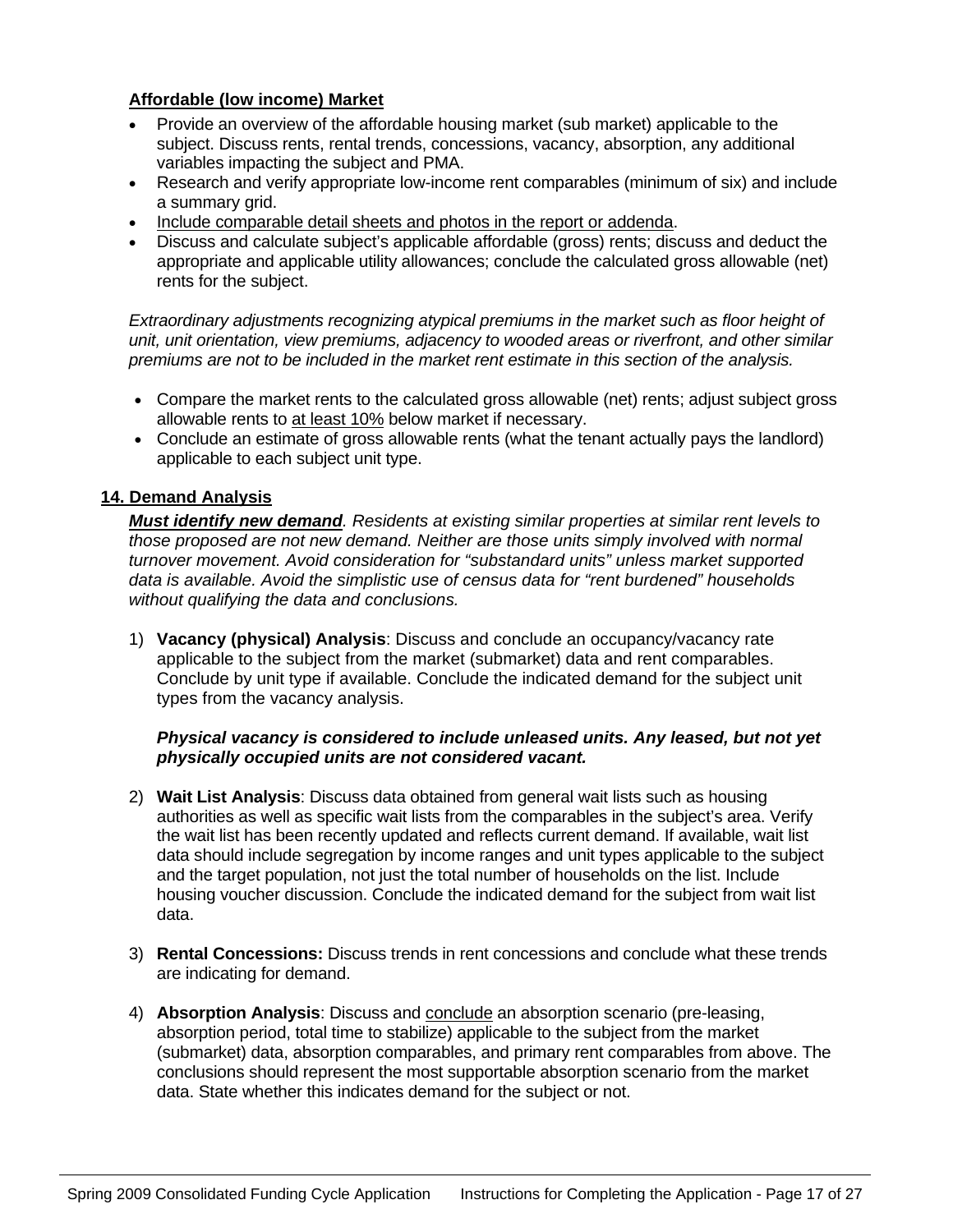**<u>Affordable (low income) Market</u>**

- Provide an overview of the affordable housing market (sub market) applicable to the subject. Discuss rents, rental trends, concessions, vacancy, absorption, any additional variables impacting the subject and PMA.
- Research and verify appropriate low-income rent comparables (minimum of six) and include a summary grid.
- <u>Include comparable detail sheets and photos in the report or addenda</u>.
- Discuss and calculate subject's applicable affordable (gross) rents; discuss and deduct the appropriate and applicable utility allowances; conclude the calculated gross allowable (net) rents for the subject.

*Extraordinary adjustments recognizing atypical premiums in the market such as floor height of unit, unit orientation, view premiums, adjacency to wooded areas or riverfront, and other similar premiums are not to be included in the market rent estimate in this section of the analysis.*

- Compare the market rents to the calculated gross allowable (net) rents; adjust subject gross allowable rents to <u>at least 10%</u> below market if necessary.
- Conclude an estimate of gross allowable rents (what the tenant actually pays the landlord) applicable to each subject unit type.

## 14. Demand Analysis

***<u>Must identify new demand</u>***. *Residents at existing similar properties at similar rent levels to those proposed are not new demand. Neither are those units simply involved with normal turnover movement. Avoid consideration for "substandard units" unless market supported data is available. Avoid the simplistic use of census data for "rent burdened" households without qualifying the data and conclusions.*

1) **Vacancy (physical) Analysis**: Discuss and conclude an occupancy/vacancy rate applicable to the subject from the market (submarket) data and rent comparables. Conclude by unit type if available. Conclude the indicated demand for the subject unit types from the vacancy analysis.

   ***Physical vacancy is considered to include unleased units. Any leased, but not yet physically occupied units are not considered vacant.***

2) **Wait List Analysis**: Discuss data obtained from general wait lists such as housing authorities as well as specific wait lists from the comparables in the subject's area. Verify the wait list has been recently updated and reflects current demand. If available, wait list data should include segregation by income ranges and unit types applicable to the subject and the target population, not just the total number of households on the list. Include housing voucher discussion. Conclude the indicated demand for the subject from wait list data.

3) **Rental Concessions:** Discuss trends in rent concessions and conclude what these trends are indicating for demand.

4) **Absorption Analysis**: Discuss and <u>conclude</u> an absorption scenario (pre-leasing, absorption period, total time to stabilize) applicable to the subject from the market (submarket) data, absorption comparables, and primary rent comparables from above. The conclusions should represent the most supportable absorption scenario from the market data. State whether this indicates demand for the subject or not.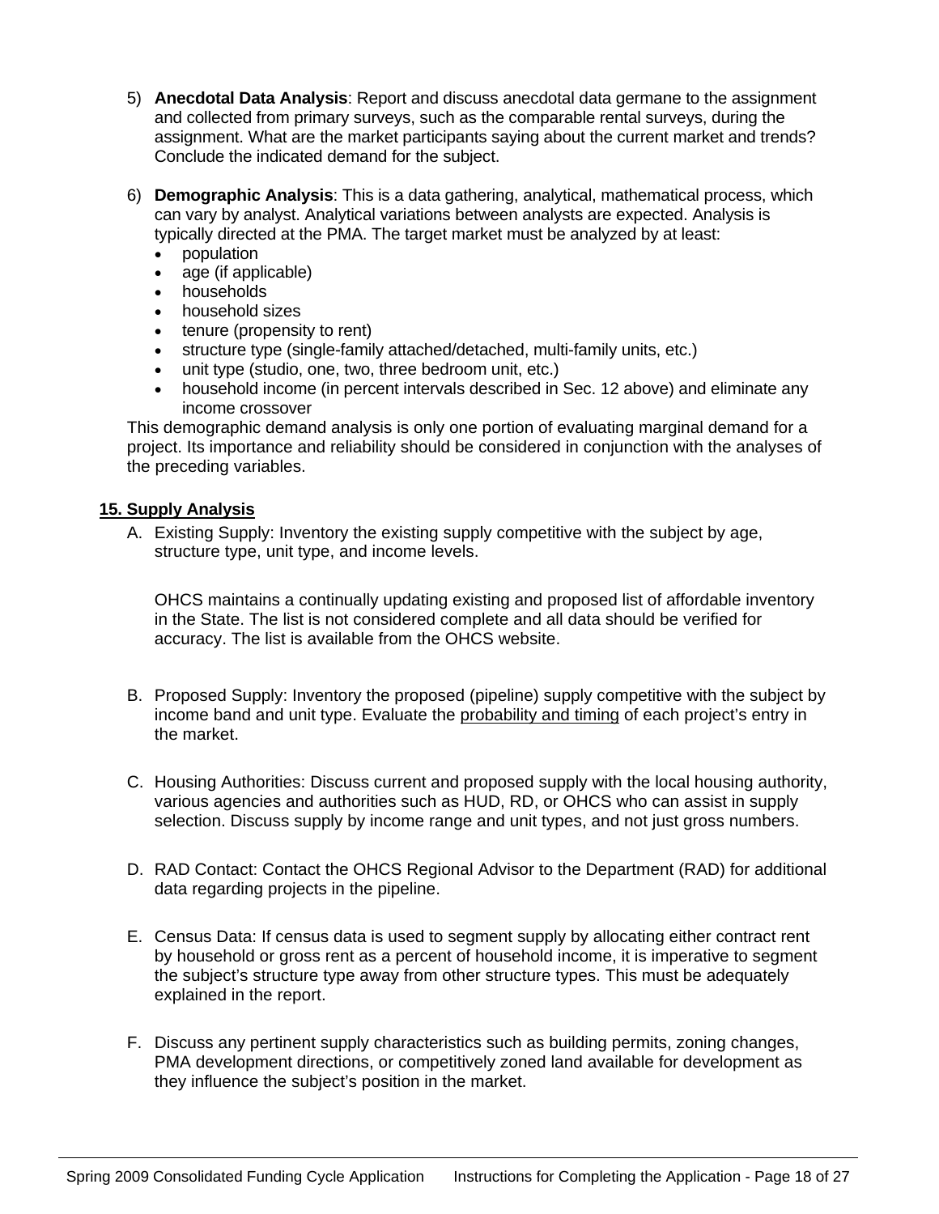5) **Anecdotal Data Analysis**: Report and discuss anecdotal data germane to the assignment and collected from primary surveys, such as the comparable rental surveys, during the assignment. What are the market participants saying about the current market and trends? Conclude the indicated demand for the subject.

6) **Demographic Analysis**: This is a data gathering, analytical, mathematical process, which can vary by analyst. Analytical variations between analysts are expected. Analysis is typically directed at the PMA. The target market must be analyzed by at least:
   - population
   - age (if applicable)
   - households
   - household sizes
   - tenure (propensity to rent)
   - structure type (single-family attached/detached, multi-family units, etc.)
   - unit type (studio, one, two, three bedroom unit, etc.)
   - household income (in percent intervals described in Sec. 12 above) and eliminate any income crossover

This demographic demand analysis is only one portion of evaluating marginal demand for a project. Its importance and reliability should be considered in conjunction with the analyses of the preceding variables.

## 15. Supply Analysis

A. Existing Supply: Inventory the existing supply competitive with the subject by age, structure type, unit type, and income levels.

   OHCS maintains a continually updating existing and proposed list of affordable inventory in the State. The list is not considered complete and all data should be verified for accuracy. The list is available from the OHCS website.

B. Proposed Supply: Inventory the proposed (pipeline) supply competitive with the subject by income band and unit type. Evaluate the probability and timing of each project's entry in the market.

C. Housing Authorities: Discuss current and proposed supply with the local housing authority, various agencies and authorities such as HUD, RD, or OHCS who can assist in supply selection. Discuss supply by income range and unit types, and not just gross numbers.

D. RAD Contact: Contact the OHCS Regional Advisor to the Department (RAD) for additional data regarding projects in the pipeline.

E. Census Data: If census data is used to segment supply by allocating either contract rent by household or gross rent as a percent of household income, it is imperative to segment the subject's structure type away from other structure types. This must be adequately explained in the report.

F. Discuss any pertinent supply characteristics such as building permits, zoning changes, PMA development directions, or competitively zoned land available for development as they influence the subject's position in the market.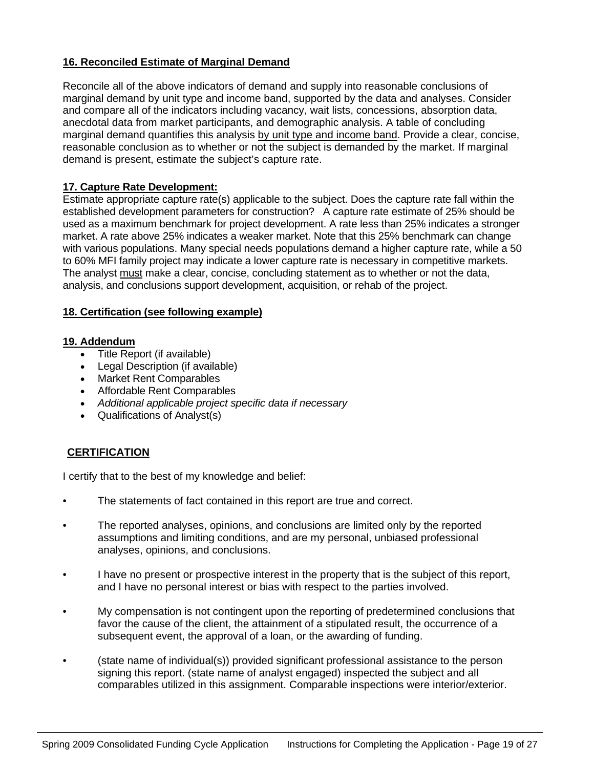**16. Reconciled Estimate of Marginal Demand**

Reconcile all of the above indicators of demand and supply into reasonable conclusions of marginal demand by unit type and income band, supported by the data and analyses. Consider and compare all of the indicators including vacancy, wait lists, concessions, absorption data, anecdotal data from market participants, and demographic analysis. A table of concluding marginal demand quantifies this analysis by unit type and income band. Provide a clear, concise, reasonable conclusion as to whether or not the subject is demanded by the market. If marginal demand is present, estimate the subject's capture rate.

**17. Capture Rate Development:**

Estimate appropriate capture rate(s) applicable to the subject. Does the capture rate fall within the established development parameters for construction? A capture rate estimate of 25% should be used as a maximum benchmark for project development. A rate less than 25% indicates a stronger market. A rate above 25% indicates a weaker market. Note that this 25% benchmark can change with various populations. Many special needs populations demand a higher capture rate, while a 50 to 60% MFI family project may indicate a lower capture rate is necessary in competitive markets. The analyst must make a clear, concise, concluding statement as to whether or not the data, analysis, and conclusions support development, acquisition, or rehab of the project.

**18. Certification (see following example)**

**19. Addendum**

- Title Report (if available)
- Legal Description (if available)
- Market Rent Comparables
- Affordable Rent Comparables
- *Additional applicable project specific data if necessary*
- Qualifications of Analyst(s)

**CERTIFICATION**

I certify that to the best of my knowledge and belief:

- The statements of fact contained in this report are true and correct.
- The reported analyses, opinions, and conclusions are limited only by the reported assumptions and limiting conditions, and are my personal, unbiased professional analyses, opinions, and conclusions.
- I have no present or prospective interest in the property that is the subject of this report, and I have no personal interest or bias with respect to the parties involved.
- My compensation is not contingent upon the reporting of predetermined conclusions that favor the cause of the client, the attainment of a stipulated result, the occurrence of a subsequent event, the approval of a loan, or the awarding of funding.
- (state name of individual(s)) provided significant professional assistance to the person signing this report. (state name of analyst engaged) inspected the subject and all comparables utilized in this assignment. Comparable inspections were interior/exterior.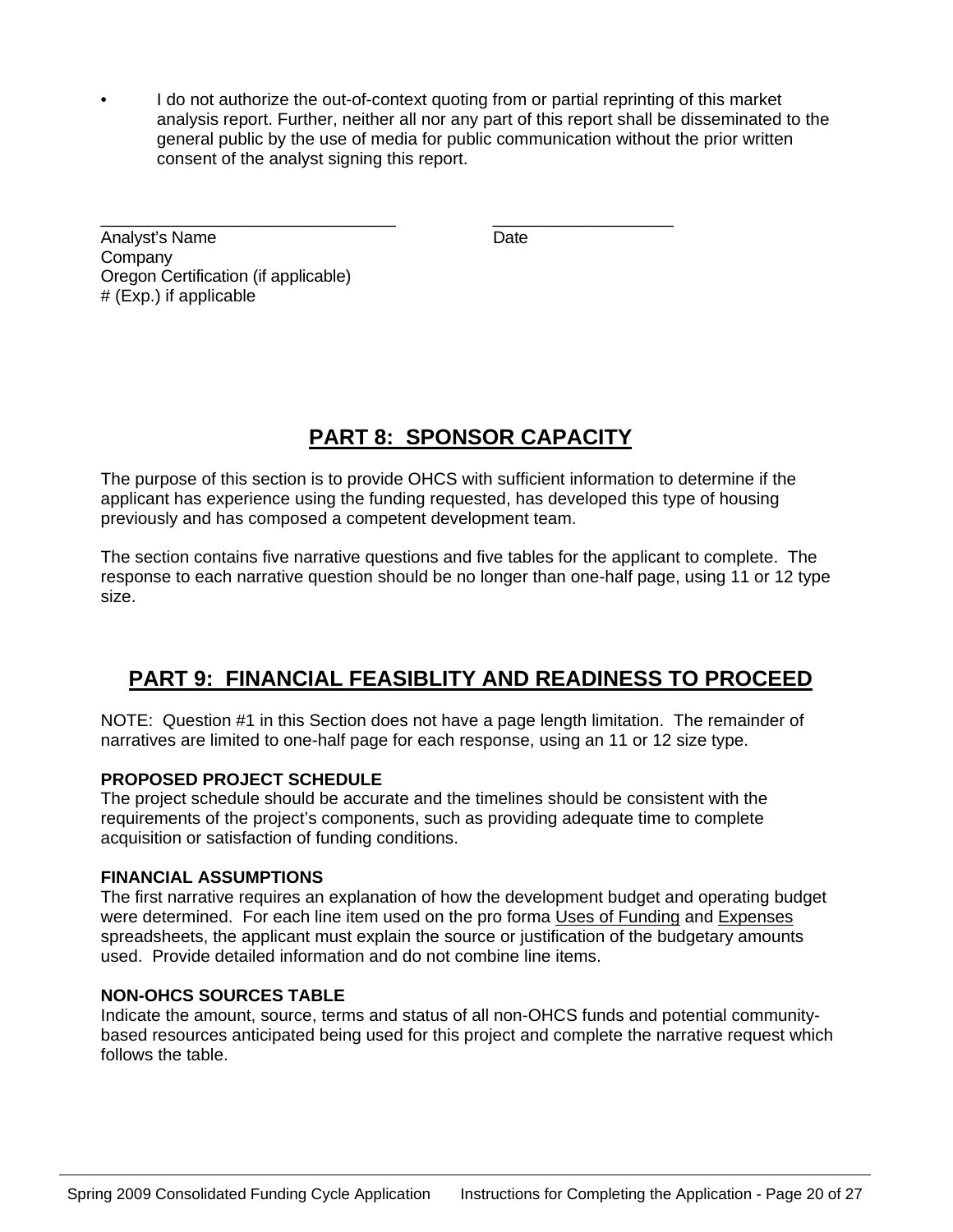- I do not authorize the out-of-context quoting from or partial reprinting of this market analysis report. Further, neither all nor any part of this report shall be disseminated to the general public by the use of media for public communication without the prior written consent of the analyst signing this report.

\_\_\_\_\_\_\_\_\_\_\_\_\_\_\_\_\_\_\_\_\_\_\_\_\_\_\_\_\_\_\_\_ \_\_\_\_\_\_\_\_\_\_\_\_\_\_\_\_\_\_\_\_

Analyst's Name Date
Company
Oregon Certification (if applicable)
# (Exp.) if applicable

## PART 8: SPONSOR CAPACITY

The purpose of this section is to provide OHCS with sufficient information to determine if the applicant has experience using the funding requested, has developed this type of housing previously and has composed a competent development team.

The section contains five narrative questions and five tables for the applicant to complete. The response to each narrative question should be no longer than one-half page, using 11 or 12 type size.

## PART 9: FINANCIAL FEASIBLITY AND READINESS TO PROCEED

NOTE: Question #1 in this Section does not have a page length limitation. The remainder of narratives are limited to one-half page for each response, using an 11 or 12 size type.

**PROPOSED PROJECT SCHEDULE**
The project schedule should be accurate and the timelines should be consistent with the requirements of the project's components, such as providing adequate time to complete acquisition or satisfaction of funding conditions.

**FINANCIAL ASSUMPTIONS**
The first narrative requires an explanation of how the development budget and operating budget were determined. For each line item used on the pro forma <u>Uses of Funding</u> and <u>Expenses</u> spreadsheets, the applicant must explain the source or justification of the budgetary amounts used. Provide detailed information and do not combine line items.

**NON-OHCS SOURCES TABLE**
Indicate the amount, source, terms and status of all non-OHCS funds and potential community-based resources anticipated being used for this project and complete the narrative request which follows the table.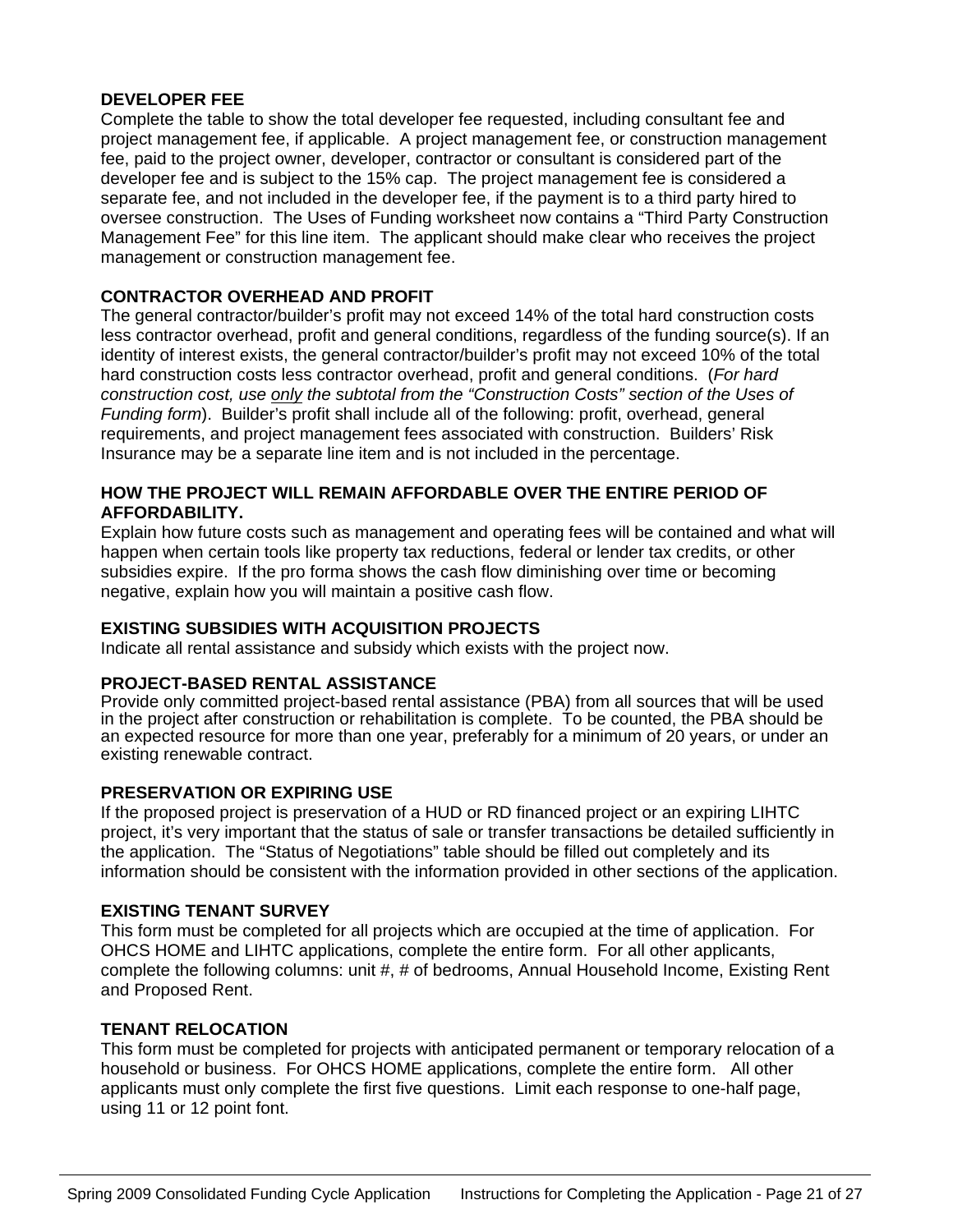### DEVELOPER FEE

Complete the table to show the total developer fee requested, including consultant fee and project management fee, if applicable. A project management fee, or construction management fee, paid to the project owner, developer, contractor or consultant is considered part of the developer fee and is subject to the 15% cap. The project management fee is considered a separate fee, and not included in the developer fee, if the payment is to a third party hired to oversee construction. The Uses of Funding worksheet now contains a "Third Party Construction Management Fee" for this line item. The applicant should make clear who receives the project management or construction management fee.

### CONTRACTOR OVERHEAD AND PROFIT

The general contractor/builder's profit may not exceed 14% of the total hard construction costs less contractor overhead, profit and general conditions, regardless of the funding source(s). If an identity of interest exists, the general contractor/builder's profit may not exceed 10% of the total hard construction costs less contractor overhead, profit and general conditions. (*For hard construction cost, use <u>only</u> the subtotal from the "Construction Costs" section of the Uses of Funding form*). Builder's profit shall include all of the following: profit, overhead, general requirements, and project management fees associated with construction. Builders' Risk Insurance may be a separate line item and is not included in the percentage.

### HOW THE PROJECT WILL REMAIN AFFORDABLE OVER THE ENTIRE PERIOD OF AFFORDABILITY.

Explain how future costs such as management and operating fees will be contained and what will happen when certain tools like property tax reductions, federal or lender tax credits, or other subsidies expire. If the pro forma shows the cash flow diminishing over time or becoming negative, explain how you will maintain a positive cash flow.

### EXISTING SUBSIDIES WITH ACQUISITION PROJECTS

Indicate all rental assistance and subsidy which exists with the project now.

### PROJECT-BASED RENTAL ASSISTANCE

Provide only committed project-based rental assistance (PBA) from all sources that will be used in the project after construction or rehabilitation is complete. To be counted, the PBA should be an expected resource for more than one year, preferably for a minimum of 20 years, or under an existing renewable contract.

### PRESERVATION OR EXPIRING USE

If the proposed project is preservation of a HUD or RD financed project or an expiring LIHTC project, it's very important that the status of sale or transfer transactions be detailed sufficiently in the application. The "Status of Negotiations" table should be filled out completely and its information should be consistent with the information provided in other sections of the application.

### EXISTING TENANT SURVEY

This form must be completed for all projects which are occupied at the time of application. For OHCS HOME and LIHTC applications, complete the entire form. For all other applicants, complete the following columns: unit #, # of bedrooms, Annual Household Income, Existing Rent and Proposed Rent.

### TENANT RELOCATION

This form must be completed for projects with anticipated permanent or temporary relocation of a household or business. For OHCS HOME applications, complete the entire form. All other applicants must only complete the first five questions. Limit each response to one-half page, using 11 or 12 point font.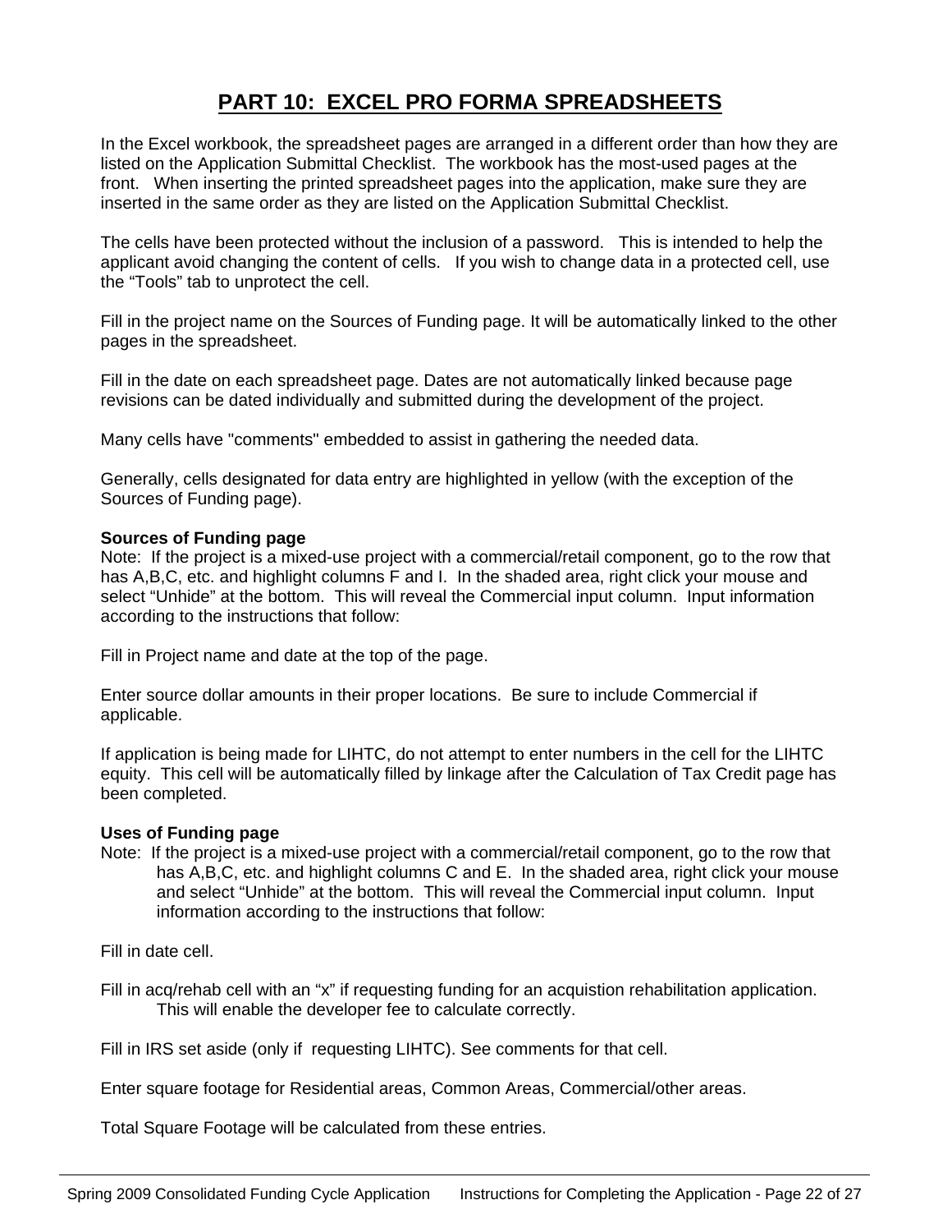# PART 10: EXCEL PRO FORMA SPREADSHEETS

In the Excel workbook, the spreadsheet pages are arranged in a different order than how they are listed on the Application Submittal Checklist. The workbook has the most-used pages at the front. When inserting the printed spreadsheet pages into the application, make sure they are inserted in the same order as they are listed on the Application Submittal Checklist.

The cells have been protected without the inclusion of a password. This is intended to help the applicant avoid changing the content of cells. If you wish to change data in a protected cell, use the "Tools" tab to unprotect the cell.

Fill in the project name on the Sources of Funding page. It will be automatically linked to the other pages in the spreadsheet.

Fill in the date on each spreadsheet page. Dates are not automatically linked because page revisions can be dated individually and submitted during the development of the project.

Many cells have "comments" embedded to assist in gathering the needed data.

Generally, cells designated for data entry are highlighted in yellow (with the exception of the Sources of Funding page).

**Sources of Funding page**

Note: If the project is a mixed-use project with a commercial/retail component, go to the row that has A,B,C, etc. and highlight columns F and I. In the shaded area, right click your mouse and select "Unhide" at the bottom. This will reveal the Commercial input column. Input information according to the instructions that follow:

Fill in Project name and date at the top of the page.

Enter source dollar amounts in their proper locations. Be sure to include Commercial if applicable.

If application is being made for LIHTC, do not attempt to enter numbers in the cell for the LIHTC equity. This cell will be automatically filled by linkage after the Calculation of Tax Credit page has been completed.

**Uses of Funding page**

Note: If the project is a mixed-use project with a commercial/retail component, go to the row that has A,B,C, etc. and highlight columns C and E. In the shaded area, right click your mouse and select "Unhide" at the bottom. This will reveal the Commercial input column. Input information according to the instructions that follow:

Fill in date cell.

Fill in acq/rehab cell with an "x" if requesting funding for an acquistion rehabilitation application. This will enable the developer fee to calculate correctly.

Fill in IRS set aside (only if requesting LIHTC). See comments for that cell.

Enter square footage for Residential areas, Common Areas, Commercial/other areas.

Total Square Footage will be calculated from these entries.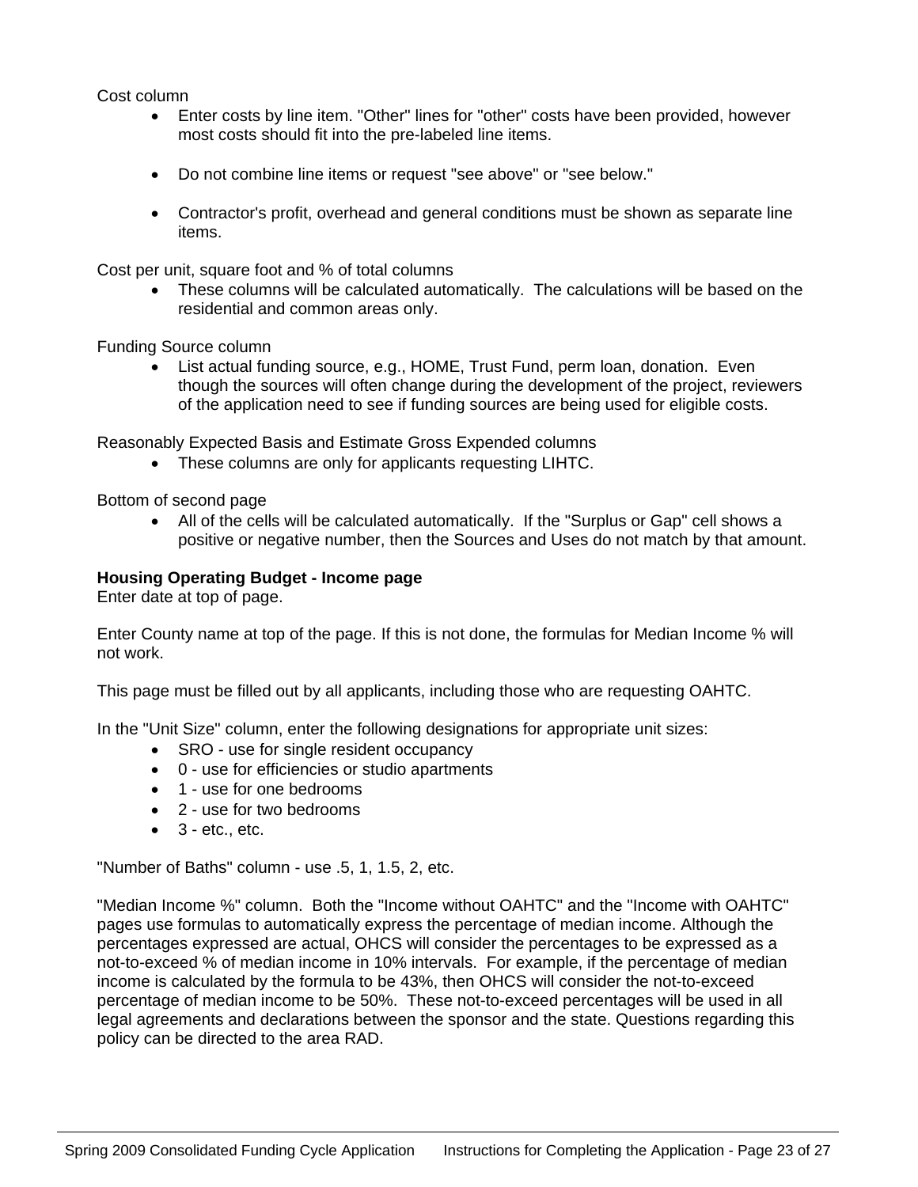Cost column

- Enter costs by line item. "Other" lines for "other" costs have been provided, however most costs should fit into the pre-labeled line items.
- Do not combine line items or request "see above" or "see below."
- Contractor's profit, overhead and general conditions must be shown as separate line items.

Cost per unit, square foot and % of total columns

- These columns will be calculated automatically. The calculations will be based on the residential and common areas only.

Funding Source column

- List actual funding source, e.g., HOME, Trust Fund, perm loan, donation. Even though the sources will often change during the development of the project, reviewers of the application need to see if funding sources are being used for eligible costs.

Reasonably Expected Basis and Estimate Gross Expended columns

- These columns are only for applicants requesting LIHTC.

Bottom of second page

- All of the cells will be calculated automatically. If the "Surplus or Gap" cell shows a positive or negative number, then the Sources and Uses do not match by that amount.

**Housing Operating Budget - Income page**

Enter date at top of page.

Enter County name at top of the page. If this is not done, the formulas for Median Income % will not work.

This page must be filled out by all applicants, including those who are requesting OAHTC.

In the "Unit Size" column, enter the following designations for appropriate unit sizes:

- SRO - use for single resident occupancy
- 0 - use for efficiencies or studio apartments
- 1 - use for one bedrooms
- 2 - use for two bedrooms
- 3 - etc., etc.

"Number of Baths" column - use .5, 1, 1.5, 2, etc.

"Median Income %" column. Both the "Income without OAHTC" and the "Income with OAHTC" pages use formulas to automatically express the percentage of median income. Although the percentages expressed are actual, OHCS will consider the percentages to be expressed as a not-to-exceed % of median income in 10% intervals. For example, if the percentage of median income is calculated by the formula to be 43%, then OHCS will consider the not-to-exceed percentage of median income to be 50%. These not-to-exceed percentages will be used in all legal agreements and declarations between the sponsor and the state. Questions regarding this policy can be directed to the area RAD.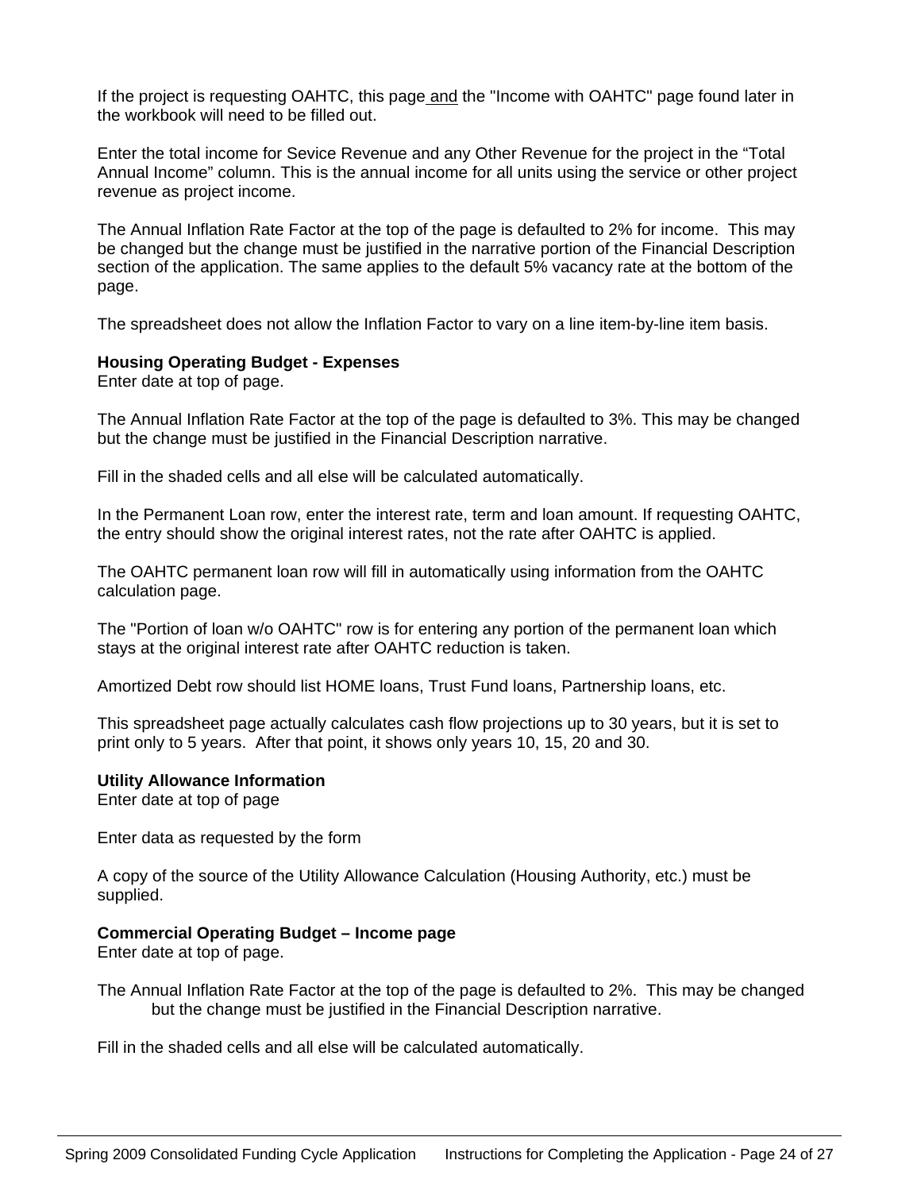If the project is requesting OAHTC, this page and the "Income with OAHTC" page found later in the workbook will need to be filled out.

Enter the total income for Sevice Revenue and any Other Revenue for the project in the "Total Annual Income" column. This is the annual income for all units using the service or other project revenue as project income.

The Annual Inflation Rate Factor at the top of the page is defaulted to 2% for income. This may be changed but the change must be justified in the narrative portion of the Financial Description section of the application. The same applies to the default 5% vacancy rate at the bottom of the page.

The spreadsheet does not allow the Inflation Factor to vary on a line item-by-line item basis.

**Housing Operating Budget - Expenses**
Enter date at top of page.

The Annual Inflation Rate Factor at the top of the page is defaulted to 3%. This may be changed but the change must be justified in the Financial Description narrative.

Fill in the shaded cells and all else will be calculated automatically.

In the Permanent Loan row, enter the interest rate, term and loan amount. If requesting OAHTC, the entry should show the original interest rates, not the rate after OAHTC is applied.

The OAHTC permanent loan row will fill in automatically using information from the OAHTC calculation page.

The "Portion of loan w/o OAHTC" row is for entering any portion of the permanent loan which stays at the original interest rate after OAHTC reduction is taken.

Amortized Debt row should list HOME loans, Trust Fund loans, Partnership loans, etc.

This spreadsheet page actually calculates cash flow projections up to 30 years, but it is set to print only to 5 years. After that point, it shows only years 10, 15, 20 and 30.

**Utility Allowance Information**
Enter date at top of page

Enter data as requested by the form

A copy of the source of the Utility Allowance Calculation (Housing Authority, etc.) must be supplied.

**Commercial Operating Budget – Income page**
Enter date at top of page.

The Annual Inflation Rate Factor at the top of the page is defaulted to 2%. This may be changed but the change must be justified in the Financial Description narrative.

Fill in the shaded cells and all else will be calculated automatically.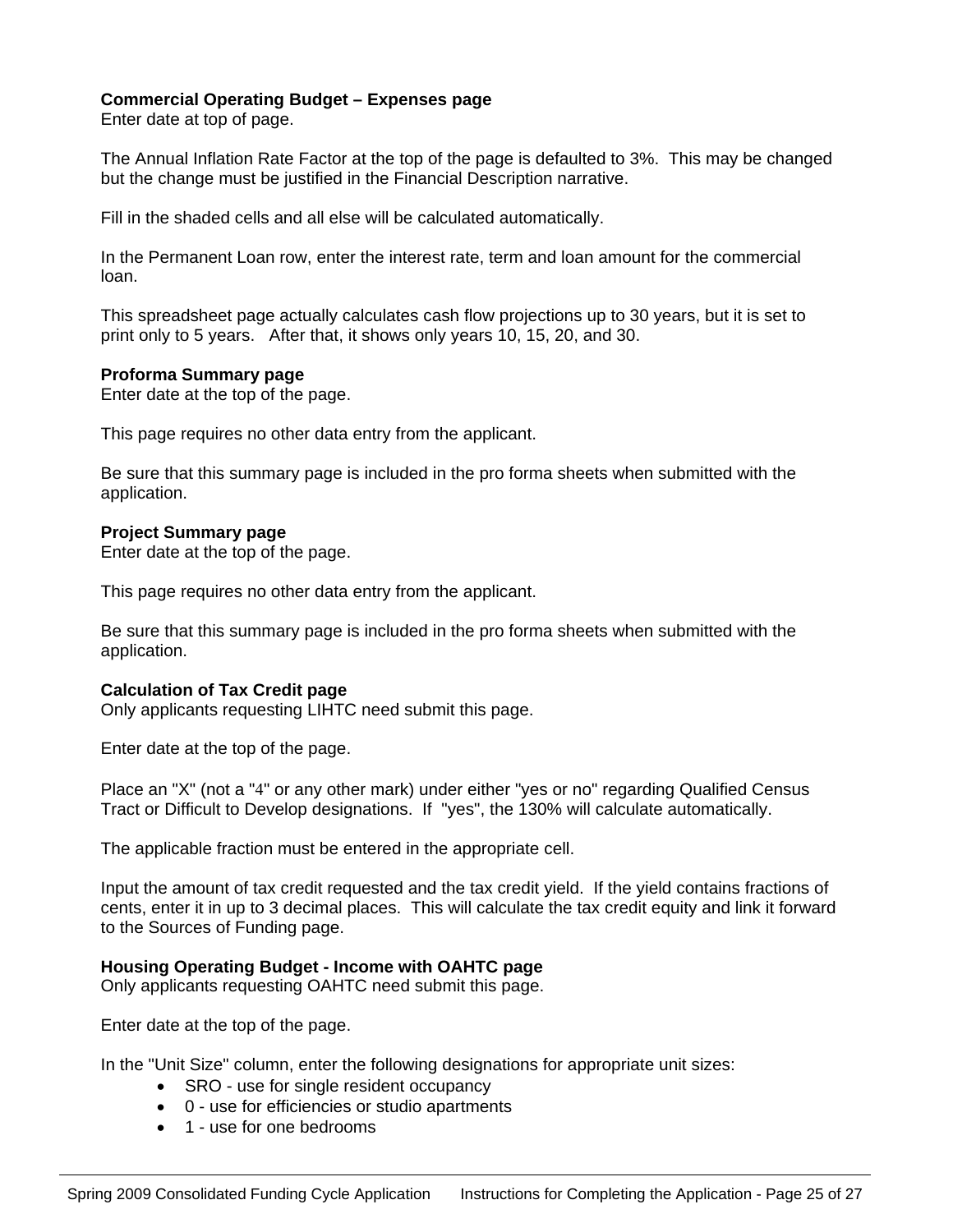**Commercial Operating Budget – Expenses page**
Enter date at top of page.

The Annual Inflation Rate Factor at the top of the page is defaulted to 3%. This may be changed but the change must be justified in the Financial Description narrative.

Fill in the shaded cells and all else will be calculated automatically.

In the Permanent Loan row, enter the interest rate, term and loan amount for the commercial loan.

This spreadsheet page actually calculates cash flow projections up to 30 years, but it is set to print only to 5 years. After that, it shows only years 10, 15, 20, and 30.

**Proforma Summary page**
Enter date at the top of the page.

This page requires no other data entry from the applicant.

Be sure that this summary page is included in the pro forma sheets when submitted with the application.

**Project Summary page**
Enter date at the top of the page.

This page requires no other data entry from the applicant.

Be sure that this summary page is included in the pro forma sheets when submitted with the application.

**Calculation of Tax Credit page**
Only applicants requesting LIHTC need submit this page.

Enter date at the top of the page.

Place an "X" (not a "4" or any other mark) under either "yes or no" regarding Qualified Census Tract or Difficult to Develop designations. If "yes", the 130% will calculate automatically.

The applicable fraction must be entered in the appropriate cell.

Input the amount of tax credit requested and the tax credit yield. If the yield contains fractions of cents, enter it in up to 3 decimal places. This will calculate the tax credit equity and link it forward to the Sources of Funding page.

**Housing Operating Budget - Income with OAHTC page**
Only applicants requesting OAHTC need submit this page.

Enter date at the top of the page.

In the "Unit Size" column, enter the following designations for appropriate unit sizes:

- SRO - use for single resident occupancy
- 0 - use for efficiencies or studio apartments
- 1 - use for one bedrooms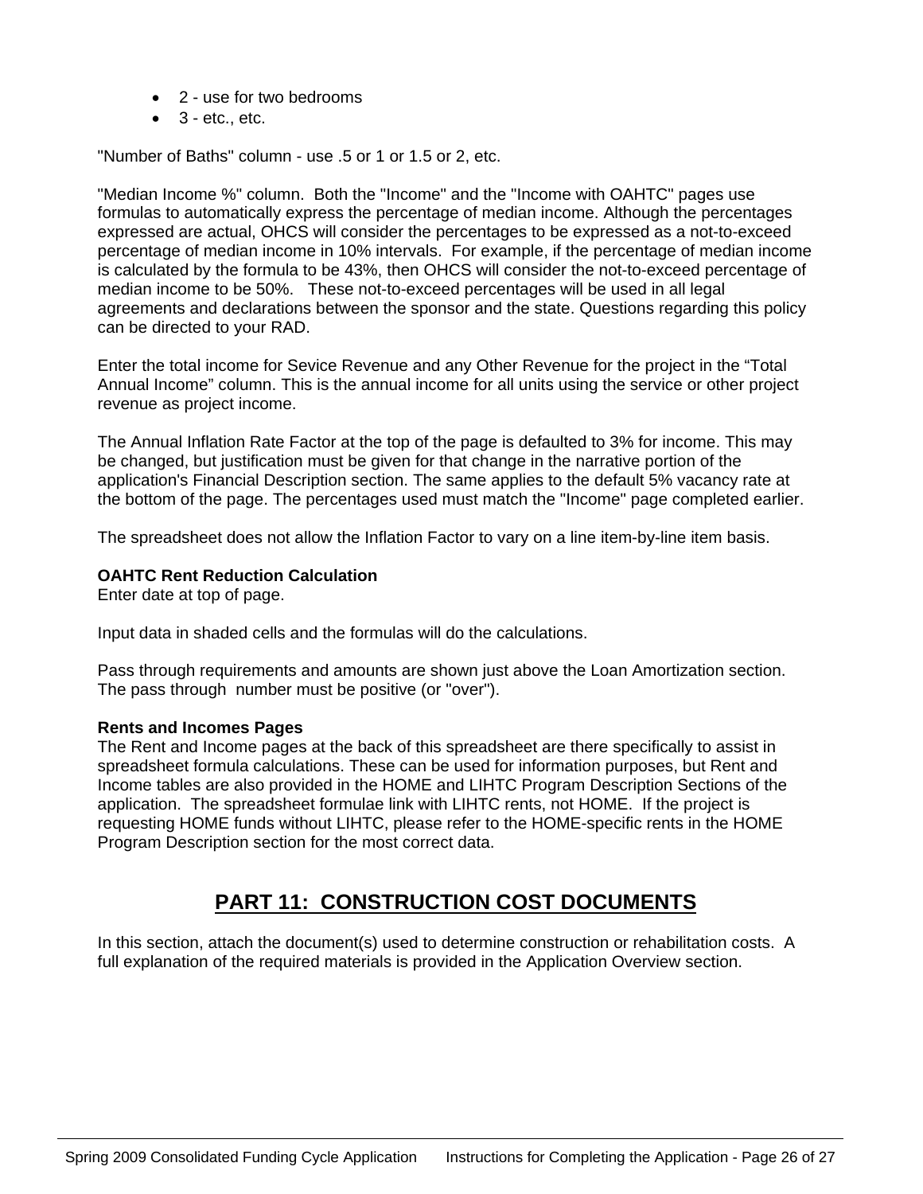- 2 - use for two bedrooms
- 3 - etc., etc.

"Number of Baths" column - use .5 or 1 or 1.5 or 2, etc.

"Median Income %" column. Both the "Income" and the "Income with OAHTC" pages use formulas to automatically express the percentage of median income. Although the percentages expressed are actual, OHCS will consider the percentages to be expressed as a not-to-exceed percentage of median income in 10% intervals. For example, if the percentage of median income is calculated by the formula to be 43%, then OHCS will consider the not-to-exceed percentage of median income to be 50%. These not-to-exceed percentages will be used in all legal agreements and declarations between the sponsor and the state. Questions regarding this policy can be directed to your RAD.

Enter the total income for Sevice Revenue and any Other Revenue for the project in the “Total Annual Income” column. This is the annual income for all units using the service or other project revenue as project income.

The Annual Inflation Rate Factor at the top of the page is defaulted to 3% for income. This may be changed, but justification must be given for that change in the narrative portion of the application's Financial Description section. The same applies to the default 5% vacancy rate at the bottom of the page. The percentages used must match the "Income" page completed earlier.

The spreadsheet does not allow the Inflation Factor to vary on a line item-by-line item basis.

**OAHTC Rent Reduction Calculation**
Enter date at top of page.

Input data in shaded cells and the formulas will do the calculations.

Pass through requirements and amounts are shown just above the Loan Amortization section. The pass through number must be positive (or "over").

**Rents and Incomes Pages**
The Rent and Income pages at the back of this spreadsheet are there specifically to assist in spreadsheet formula calculations. These can be used for information purposes, but Rent and Income tables are also provided in the HOME and LIHTC Program Description Sections of the application. The spreadsheet formulae link with LIHTC rents, not HOME. If the project is requesting HOME funds without LIHTC, please refer to the HOME-specific rents in the HOME Program Description section for the most correct data.

## PART 11: CONSTRUCTION COST DOCUMENTS

In this section, attach the document(s) used to determine construction or rehabilitation costs. A full explanation of the required materials is provided in the Application Overview section.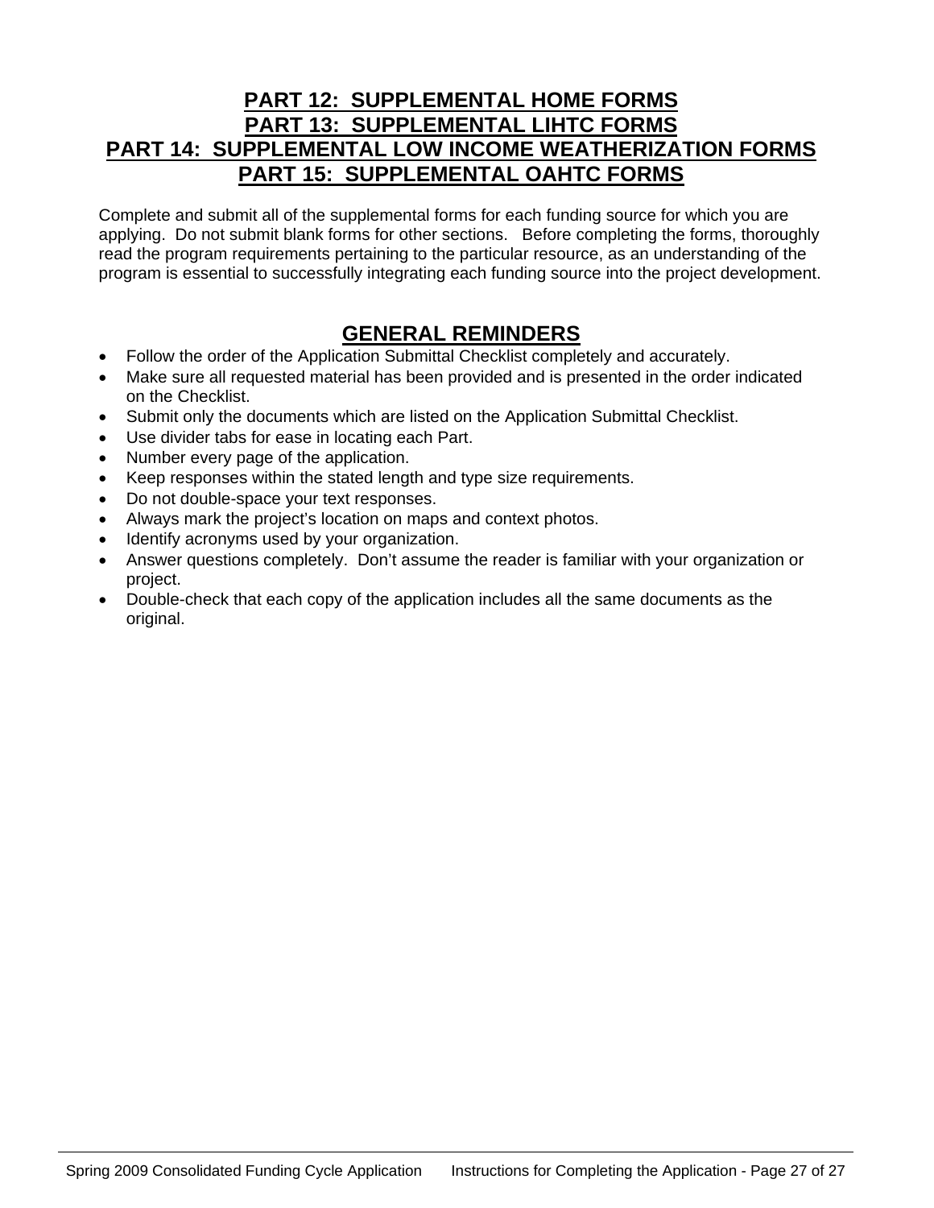# PART 12: SUPPLEMENTAL HOME FORMS
# PART 13: SUPPLEMENTAL LIHTC FORMS
# PART 14: SUPPLEMENTAL LOW INCOME WEATHERIZATION FORMS
# PART 15: SUPPLEMENTAL OAHTC FORMS

Complete and submit all of the supplemental forms for each funding source for which you are applying. Do not submit blank forms for other sections. Before completing the forms, thoroughly read the program requirements pertaining to the particular resource, as an understanding of the program is essential to successfully integrating each funding source into the project development.

## GENERAL REMINDERS

- Follow the order of the Application Submittal Checklist completely and accurately.
- Make sure all requested material has been provided and is presented in the order indicated on the Checklist.
- Submit only the documents which are listed on the Application Submittal Checklist.
- Use divider tabs for ease in locating each Part.
- Number every page of the application.
- Keep responses within the stated length and type size requirements.
- Do not double-space your text responses.
- Always mark the project's location on maps and context photos.
- Identify acronyms used by your organization.
- Answer questions completely. Don't assume the reader is familiar with your organization or project.
- Double-check that each copy of the application includes all the same documents as the original.